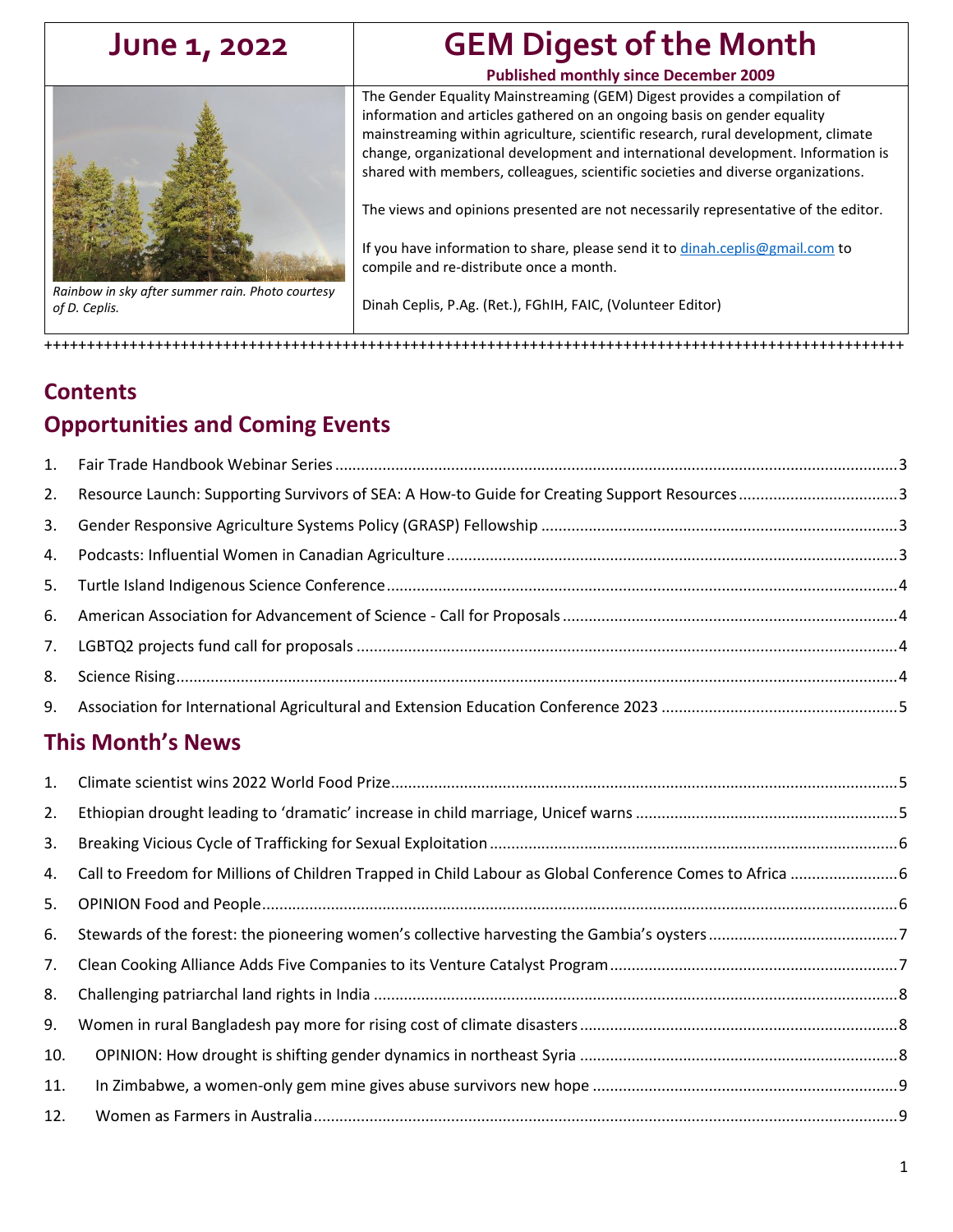# June 1, 2022

# GEM Digest of the Month

**Published monthly since December 2009**

*Rainbow in sky after summer rain. Photo courtesy of D. Ceplis.*

The Gender Equality Mainstreaming (GEM) Digest provides a compilation of information and articles gathered on an ongoing basis on gender equality mainstreaming within agriculture, scientific research, rural development, climate change, organizational development and international development. Information is shared with members, colleagues, scientific societies and diverse organizations.

The views and opinions presented are not necessarily representative of the editor.

If you have information to share, please send it to dinah.ceplis@gmail.com to compile and re-distribute once a month.

Dinah Ceplis, P.Ag. (Ret.), FGhIH, FAIC, (Volunteer Editor)

++++++++++++++++++++++++++++++++++++++++++++++++++++++++++++++++++++++++++++++++++++++++++++++++++++

## Contents

## Opportunities and Coming Events

1. Fair Trade Handbook Webinar Series ........ 3
2. Resource Launch: Supporting Survivors of SEA: A How-to Guide for Creating Support Resources ........ 3
3. Gender Responsive Agriculture Systems Policy (GRASP) Fellowship ........ 3
4. Podcasts: Influential Women in Canadian Agriculture ........ 3
5. Turtle Island Indigenous Science Conference ........ 4
6. American Association for Advancement of Science - Call for Proposals ........ 4
7. LGBTQ2 projects fund call for proposals ........ 4
8. Science Rising ........ 4
9. Association for International Agricultural and Extension Education Conference 2023 ........ 5

## This Month's News

1. Climate scientist wins 2022 World Food Prize ........ 5
2. Ethiopian drought leading to 'dramatic' increase in child marriage, Unicef warns ........ 5
3. Breaking Vicious Cycle of Trafficking for Sexual Exploitation ........ 6
4. Call to Freedom for Millions of Children Trapped in Child Labour as Global Conference Comes to Africa ........ 6
5. OPINION Food and People ........ 6
6. Stewards of the forest: the pioneering women's collective harvesting the Gambia's oysters ........ 7
7. Clean Cooking Alliance Adds Five Companies to its Venture Catalyst Program ........ 7
8. Challenging patriarchal land rights in India ........ 8
9. Women in rural Bangladesh pay more for rising cost of climate disasters ........ 8
10. OPINION: How drought is shifting gender dynamics in northeast Syria ........ 8
11. In Zimbabwe, a women-only gem mine gives abuse survivors new hope ........ 9
12. Women as Farmers in Australia ........ 9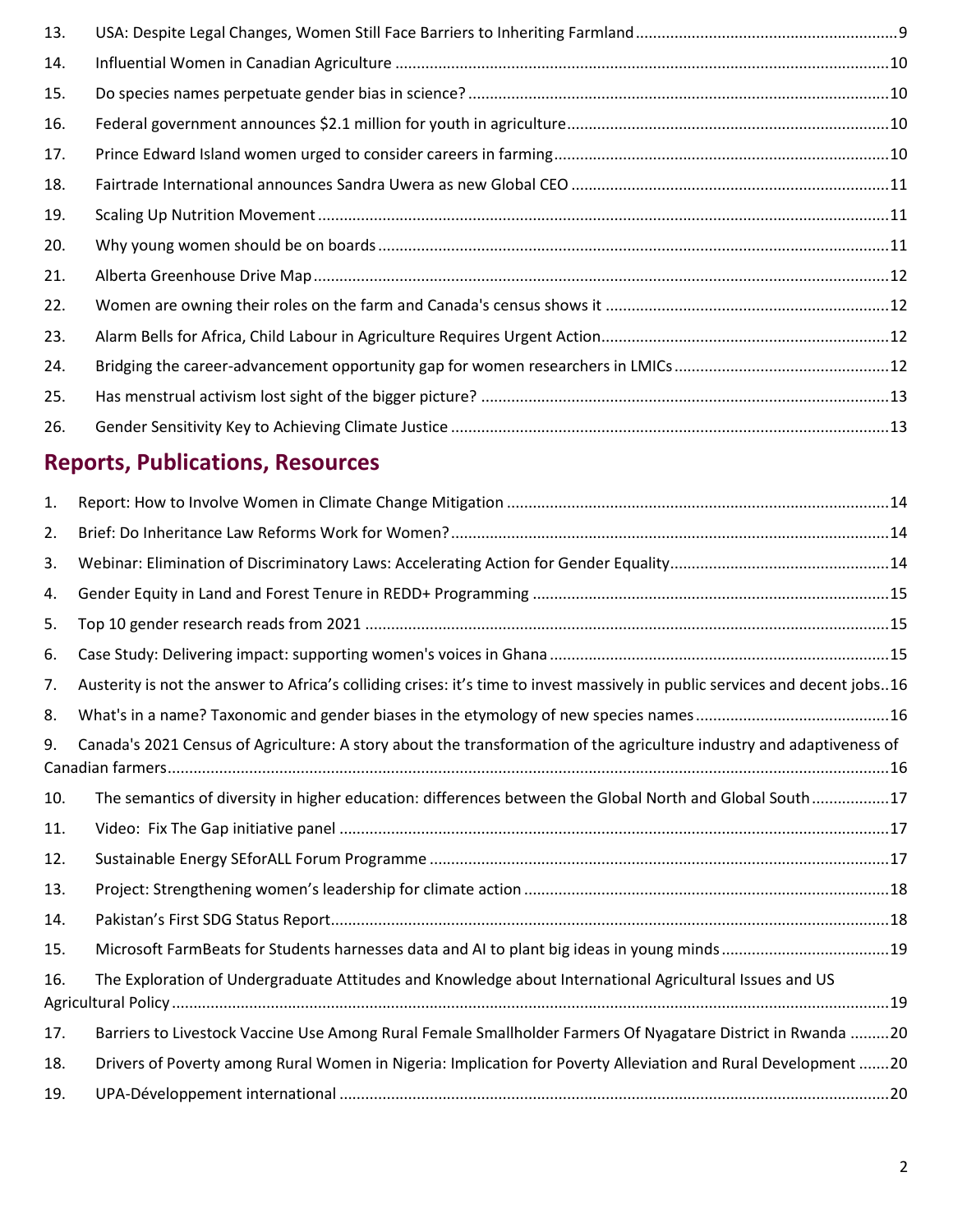13. USA: Despite Legal Changes, Women Still Face Barriers to Inheriting Farmland ........ 9
14. Influential Women in Canadian Agriculture ........ 10
15. Do species names perpetuate gender bias in science? ........ 10
16. Federal government announces $2.1 million for youth in agriculture ........ 10
17. Prince Edward Island women urged to consider careers in farming ........ 10
18. Fairtrade International announces Sandra Uwera as new Global CEO ........ 11
19. Scaling Up Nutrition Movement ........ 11
20. Why young women should be on boards ........ 11
21. Alberta Greenhouse Drive Map ........ 12
22. Women are owning their roles on the farm and Canada's census shows it ........ 12
23. Alarm Bells for Africa, Child Labour in Agriculture Requires Urgent Action ........ 12
24. Bridging the career-advancement opportunity gap for women researchers in LMICs ........ 12
25. Has menstrual activism lost sight of the bigger picture? ........ 13
26. Gender Sensitivity Key to Achieving Climate Justice ........ 13

## Reports, Publications, Resources

1. Report: How to Involve Women in Climate Change Mitigation ........ 14
2. Brief: Do Inheritance Law Reforms Work for Women? ........ 14
3. Webinar: Elimination of Discriminatory Laws: Accelerating Action for Gender Equality ........ 14
4. Gender Equity in Land and Forest Tenure in REDD+ Programming ........ 15
5. Top 10 gender research reads from 2021 ........ 15
6. Case Study: Delivering impact: supporting women's voices in Ghana ........ 15
7. Austerity is not the answer to Africa's colliding crises: it's time to invest massively in public services and decent jobs ........ 16
8. What's in a name? Taxonomic and gender biases in the etymology of new species names ........ 16
9. Canada's 2021 Census of Agriculture: A story about the transformation of the agriculture industry and adaptiveness of Canadian farmers ........ 16
10. The semantics of diversity in higher education: differences between the Global North and Global South ........ 17
11. Video: Fix The Gap initiative panel ........ 17
12. Sustainable Energy SEforALL Forum Programme ........ 17
13. Project: Strengthening women's leadership for climate action ........ 18
14. Pakistan's First SDG Status Report ........ 18
15. Microsoft FarmBeats for Students harnesses data and AI to plant big ideas in young minds ........ 19
16. The Exploration of Undergraduate Attitudes and Knowledge about International Agricultural Issues and US Agricultural Policy ........ 19
17. Barriers to Livestock Vaccine Use Among Rural Female Smallholder Farmers Of Nyagatare District in Rwanda ........ 20
18. Drivers of Poverty among Rural Women in Nigeria: Implication for Poverty Alleviation and Rural Development ........ 20
19. UPA-Développement international ........ 20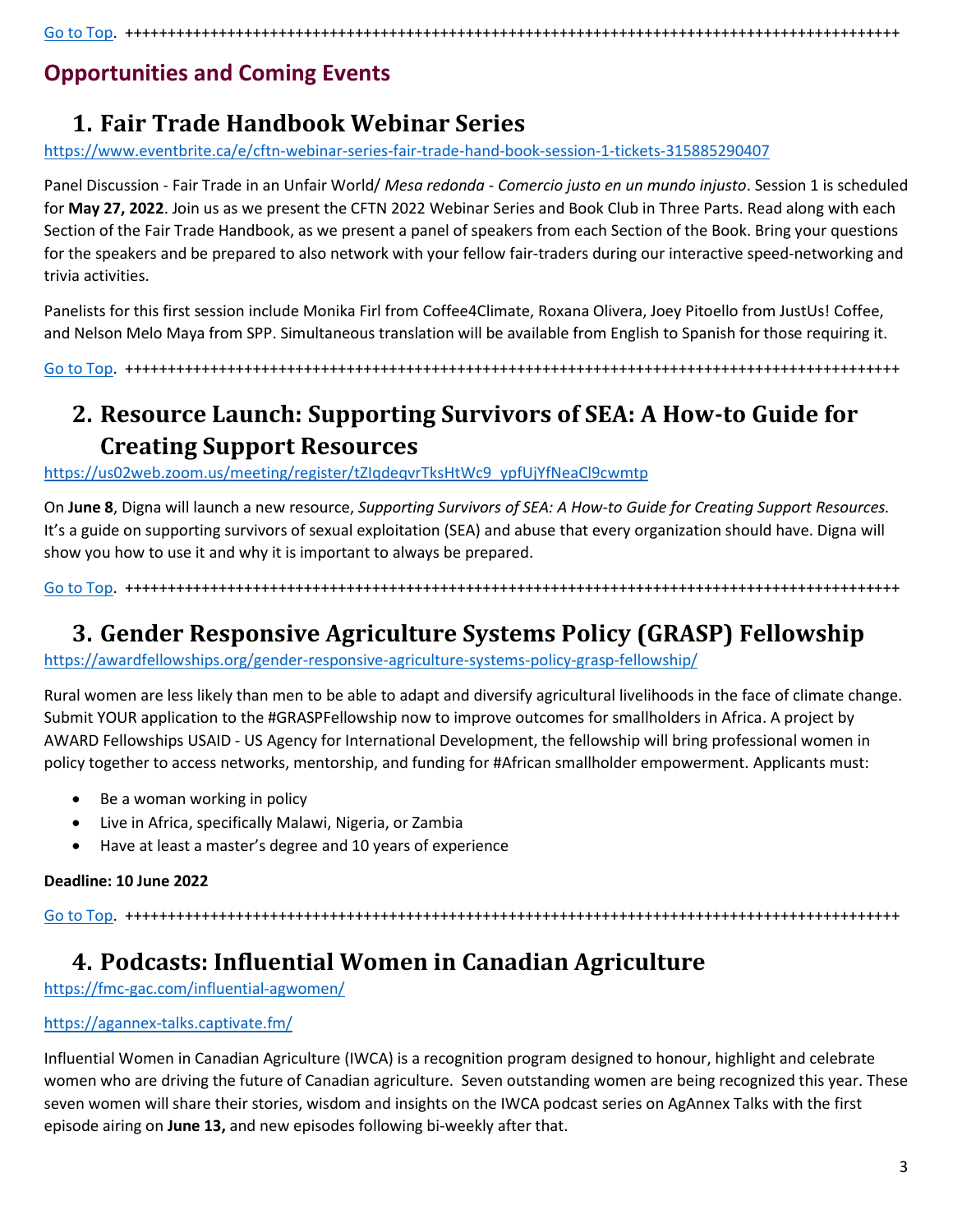[Go to Top](). ++++++++++++++++++++++++++++++++++++++++++++++++++++++++++++++++++++++++++++++++++++++

## Opportunities and Coming Events

### 1. Fair Trade Handbook Webinar Series

https://www.eventbrite.ca/e/cftn-webinar-series-fair-trade-hand-book-session-1-tickets-315885290407

Panel Discussion - Fair Trade in an Unfair World/ *Mesa redonda - Comercio justo en un mundo injusto*. Session 1 is scheduled for **May 27, 2022**. Join us as we present the CFTN 2022 Webinar Series and Book Club in Three Parts. Read along with each Section of the Fair Trade Handbook, as we present a panel of speakers from each Section of the Book. Bring your questions for the speakers and be prepared to also network with your fellow fair-traders during our interactive speed-networking and trivia activities.

Panelists for this first session include Monika Firl from Coffee4Climate, Roxana Olivera, Joey Pitoello from JustUs! Coffee, and Nelson Melo Maya from SPP. Simultaneous translation will be available from English to Spanish for those requiring it.

[Go to Top](). ++++++++++++++++++++++++++++++++++++++++++++++++++++++++++++++++++++++++++++++++++++++

### 2. Resource Launch: Supporting Survivors of SEA: A How-to Guide for Creating Support Resources

https://us02web.zoom.us/meeting/register/tZIqdeqvrTksHtWc9_ypfUjYfNeaCl9cwmtp

On **June 8**, Digna will launch a new resource, *Supporting Survivors of SEA: A How-to Guide for Creating Support Resources.* It's a guide on supporting survivors of sexual exploitation (SEA) and abuse that every organization should have. Digna will show you how to use it and why it is important to always be prepared.

[Go to Top](). ++++++++++++++++++++++++++++++++++++++++++++++++++++++++++++++++++++++++++++++++++++++

### 3. Gender Responsive Agriculture Systems Policy (GRASP) Fellowship

https://awardfellowships.org/gender-responsive-agriculture-systems-policy-grasp-fellowship/

Rural women are less likely than men to be able to adapt and diversify agricultural livelihoods in the face of climate change. Submit YOUR application to the #GRASPFellowship now to improve outcomes for smallholders in Africa. A project by AWARD Fellowships USAID - US Agency for International Development, the fellowship will bring professional women in policy together to access networks, mentorship, and funding for #African smallholder empowerment. Applicants must:

- Be a woman working in policy
- Live in Africa, specifically Malawi, Nigeria, or Zambia
- Have at least a master's degree and 10 years of experience

**Deadline: 10 June 2022**

[Go to Top](). ++++++++++++++++++++++++++++++++++++++++++++++++++++++++++++++++++++++++++++++++++++++

### 4. Podcasts: Influential Women in Canadian Agriculture

https://fmc-gac.com/influential-agwomen/

https://agannex-talks.captivate.fm/

Influential Women in Canadian Agriculture (IWCA) is a recognition program designed to honour, highlight and celebrate women who are driving the future of Canadian agriculture. Seven outstanding women are being recognized this year. These seven women will share their stories, wisdom and insights on the IWCA podcast series on AgAnnex Talks with the first episode airing on **June 13,** and new episodes following bi-weekly after that.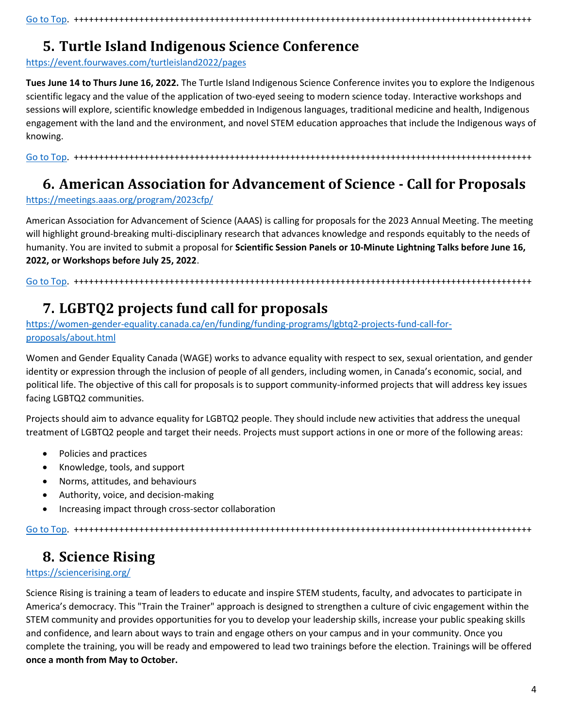[Go to Top](#). ++++++++++++++++++++++++++++++++++++++++++++++++++++++++++++++++++++++++++++++++++++++++++++

## 5. Turtle Island Indigenous Science Conference

https://event.fourwaves.com/turtleisland2022/pages

**Tues June 14 to Thurs June 16, 2022.** The Turtle Island Indigenous Science Conference invites you to explore the Indigenous scientific legacy and the value of the application of two-eyed seeing to modern science today. Interactive workshops and sessions will explore, scientific knowledge embedded in Indigenous languages, traditional medicine and health, Indigenous engagement with the land and the environment, and novel STEM education approaches that include the Indigenous ways of knowing.

[Go to Top](#). ++++++++++++++++++++++++++++++++++++++++++++++++++++++++++++++++++++++++++++++++++++++++++++

## 6. American Association for Advancement of Science - Call for Proposals

https://meetings.aaas.org/program/2023cfp/

American Association for Advancement of Science (AAAS) is calling for proposals for the 2023 Annual Meeting. The meeting will highlight ground-breaking multi-disciplinary research that advances knowledge and responds equitably to the needs of humanity. You are invited to submit a proposal for **Scientific Session Panels or 10-Minute Lightning Talks before June 16, 2022, or Workshops before July 25, 2022**.

[Go to Top](#). ++++++++++++++++++++++++++++++++++++++++++++++++++++++++++++++++++++++++++++++++++++++++++++

## 7. LGBTQ2 projects fund call for proposals

https://women-gender-equality.canada.ca/en/funding/funding-programs/lgbtq2-projects-fund-call-for-proposals/about.html

Women and Gender Equality Canada (WAGE) works to advance equality with respect to sex, sexual orientation, and gender identity or expression through the inclusion of people of all genders, including women, in Canada's economic, social, and political life. The objective of this call for proposals is to support community-informed projects that will address key issues facing LGBTQ2 communities.

Projects should aim to advance equality for LGBTQ2 people. They should include new activities that address the unequal treatment of LGBTQ2 people and target their needs. Projects must support actions in one or more of the following areas:

- Policies and practices
- Knowledge, tools, and support
- Norms, attitudes, and behaviours
- Authority, voice, and decision-making
- Increasing impact through cross-sector collaboration

[Go to Top](#). ++++++++++++++++++++++++++++++++++++++++++++++++++++++++++++++++++++++++++++++++++++++++++++

## 8. Science Rising

https://sciencerising.org/

Science Rising is training a team of leaders to educate and inspire STEM students, faculty, and advocates to participate in America's democracy. This "Train the Trainer" approach is designed to strengthen a culture of civic engagement within the STEM community and provides opportunities for you to develop your leadership skills, increase your public speaking skills and confidence, and learn about ways to train and engage others on your campus and in your community. Once you complete the training, you will be ready and empowered to lead two trainings before the election. Trainings will be offered **once a month from May to October.**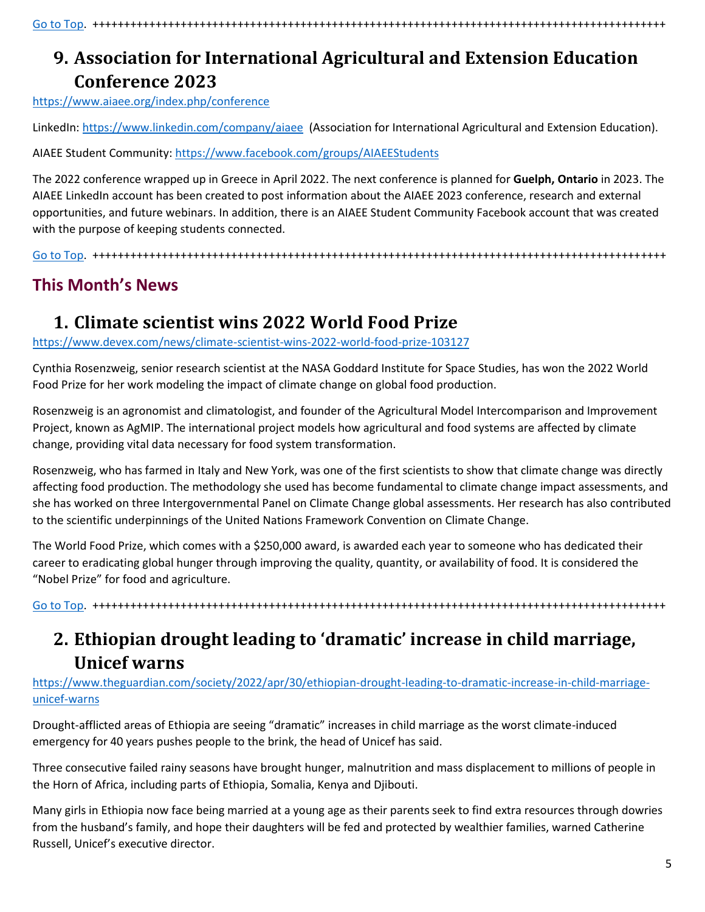[Go to Top](#). ++++++++++++++++++++++++++++++++++++++++++++++++++++++++++++++++++++++++++++++++++++++++++

## 9. Association for International Agricultural and Extension Education Conference 2023

https://www.aiaee.org/index.php/conference

LinkedIn: https://www.linkedin.com/company/aiaee (Association for International Agricultural and Extension Education).

AIAEE Student Community: https://www.facebook.com/groups/AIAEEStudents

The 2022 conference wrapped up in Greece in April 2022. The next conference is planned for **Guelph, Ontario** in 2023. The AIAEE LinkedIn account has been created to post information about the AIAEE 2023 conference, research and external opportunities, and future webinars. In addition, there is an AIAEE Student Community Facebook account that was created with the purpose of keeping students connected.

[Go to Top](#). ++++++++++++++++++++++++++++++++++++++++++++++++++++++++++++++++++++++++++++++++++++++++++

# This Month's News

## 1. Climate scientist wins 2022 World Food Prize

https://www.devex.com/news/climate-scientist-wins-2022-world-food-prize-103127

Cynthia Rosenzweig, senior research scientist at the NASA Goddard Institute for Space Studies, has won the 2022 World Food Prize for her work modeling the impact of climate change on global food production.

Rosenzweig is an agronomist and climatologist, and founder of the Agricultural Model Intercomparison and Improvement Project, known as AgMIP. The international project models how agricultural and food systems are affected by climate change, providing vital data necessary for food system transformation.

Rosenzweig, who has farmed in Italy and New York, was one of the first scientists to show that climate change was directly affecting food production. The methodology she used has become fundamental to climate change impact assessments, and she has worked on three Intergovernmental Panel on Climate Change global assessments. Her research has also contributed to the scientific underpinnings of the United Nations Framework Convention on Climate Change.

The World Food Prize, which comes with a $250,000 award, is awarded each year to someone who has dedicated their career to eradicating global hunger through improving the quality, quantity, or availability of food. It is considered the "Nobel Prize" for food and agriculture.

[Go to Top](#). ++++++++++++++++++++++++++++++++++++++++++++++++++++++++++++++++++++++++++++++++++++++++++

## 2. Ethiopian drought leading to 'dramatic' increase in child marriage, Unicef warns

https://www.theguardian.com/society/2022/apr/30/ethiopian-drought-leading-to-dramatic-increase-in-child-marriage-unicef-warns

Drought-afflicted areas of Ethiopia are seeing "dramatic" increases in child marriage as the worst climate-induced emergency for 40 years pushes people to the brink, the head of Unicef has said.

Three consecutive failed rainy seasons have brought hunger, malnutrition and mass displacement to millions of people in the Horn of Africa, including parts of Ethiopia, Somalia, Kenya and Djibouti.

Many girls in Ethiopia now face being married at a young age as their parents seek to find extra resources through dowries from the husband's family, and hope their daughters will be fed and protected by wealthier families, warned Catherine Russell, Unicef's executive director.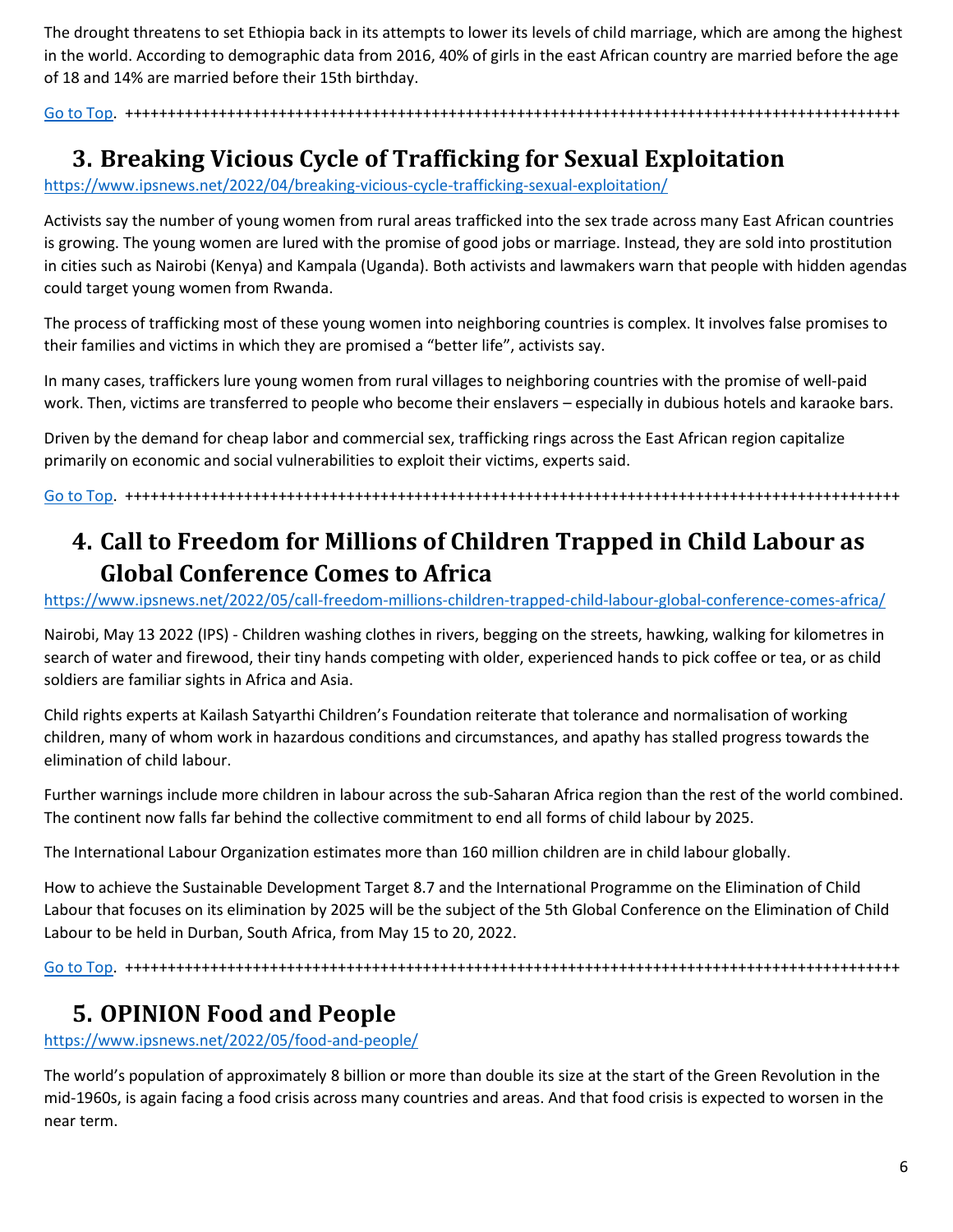The drought threatens to set Ethiopia back in its attempts to lower its levels of child marriage, which are among the highest in the world. According to demographic data from 2016, 40% of girls in the east African country are married before the age of 18 and 14% are married before their 15th birthday.

Go to Top. ++++++++++++++++++++++++++++++++++++++++++++++++++++++++++++++++++++++++++++++++++++++++

## 3. Breaking Vicious Cycle of Trafficking for Sexual Exploitation

https://www.ipsnews.net/2022/04/breaking-vicious-cycle-trafficking-sexual-exploitation/

Activists say the number of young women from rural areas trafficked into the sex trade across many East African countries is growing. The young women are lured with the promise of good jobs or marriage. Instead, they are sold into prostitution in cities such as Nairobi (Kenya) and Kampala (Uganda). Both activists and lawmakers warn that people with hidden agendas could target young women from Rwanda.

The process of trafficking most of these young women into neighboring countries is complex. It involves false promises to their families and victims in which they are promised a "better life", activists say.

In many cases, traffickers lure young women from rural villages to neighboring countries with the promise of well-paid work. Then, victims are transferred to people who become their enslavers – especially in dubious hotels and karaoke bars.

Driven by the demand for cheap labor and commercial sex, trafficking rings across the East African region capitalize primarily on economic and social vulnerabilities to exploit their victims, experts said.

Go to Top. ++++++++++++++++++++++++++++++++++++++++++++++++++++++++++++++++++++++++++++++++++++++++

## 4. Call to Freedom for Millions of Children Trapped in Child Labour as Global Conference Comes to Africa

https://www.ipsnews.net/2022/05/call-freedom-millions-children-trapped-child-labour-global-conference-comes-africa/

Nairobi, May 13 2022 (IPS) - Children washing clothes in rivers, begging on the streets, hawking, walking for kilometres in search of water and firewood, their tiny hands competing with older, experienced hands to pick coffee or tea, or as child soldiers are familiar sights in Africa and Asia.

Child rights experts at Kailash Satyarthi Children's Foundation reiterate that tolerance and normalisation of working children, many of whom work in hazardous conditions and circumstances, and apathy has stalled progress towards the elimination of child labour.

Further warnings include more children in labour across the sub-Saharan Africa region than the rest of the world combined. The continent now falls far behind the collective commitment to end all forms of child labour by 2025.

The International Labour Organization estimates more than 160 million children are in child labour globally.

How to achieve the Sustainable Development Target 8.7 and the International Programme on the Elimination of Child Labour that focuses on its elimination by 2025 will be the subject of the 5th Global Conference on the Elimination of Child Labour to be held in Durban, South Africa, from May 15 to 20, 2022.

Go to Top. ++++++++++++++++++++++++++++++++++++++++++++++++++++++++++++++++++++++++++++++++++++++++

## 5. OPINION Food and People

https://www.ipsnews.net/2022/05/food-and-people/

The world's population of approximately 8 billion or more than double its size at the start of the Green Revolution in the mid-1960s, is again facing a food crisis across many countries and areas. And that food crisis is expected to worsen in the near term.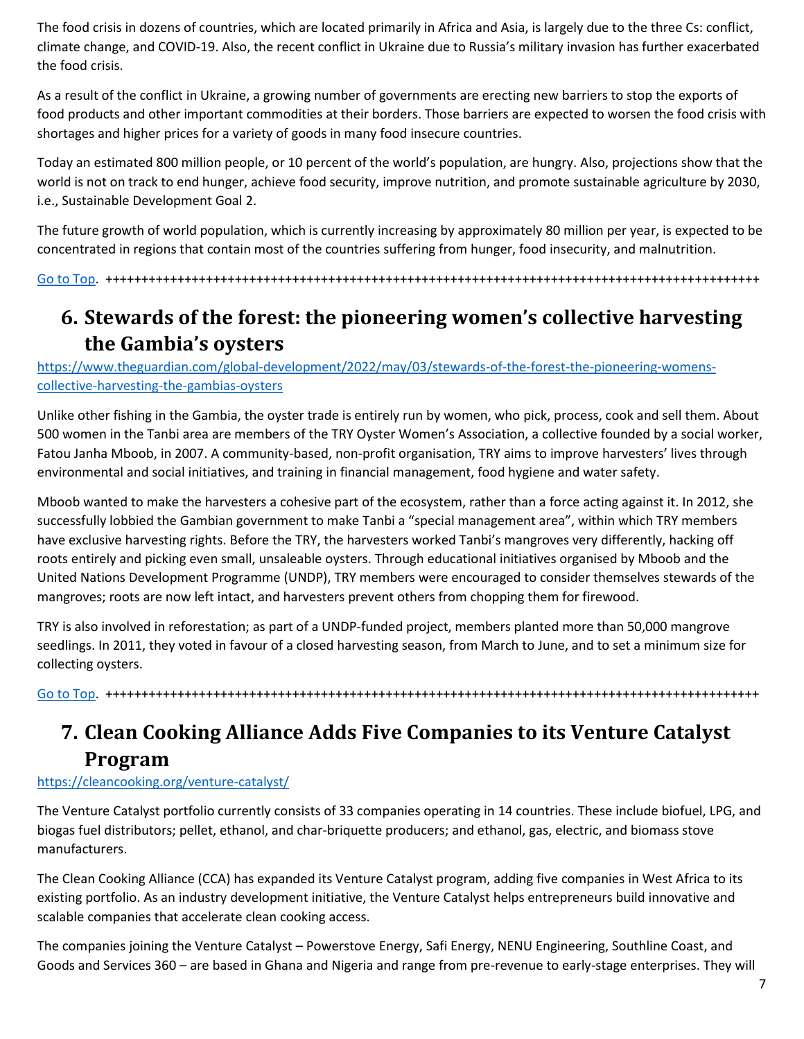The food crisis in dozens of countries, which are located primarily in Africa and Asia, is largely due to the three Cs: conflict, climate change, and COVID-19. Also, the recent conflict in Ukraine due to Russia's military invasion has further exacerbated the food crisis.

As a result of the conflict in Ukraine, a growing number of governments are erecting new barriers to stop the exports of food products and other important commodities at their borders. Those barriers are expected to worsen the food crisis with shortages and higher prices for a variety of goods in many food insecure countries.

Today an estimated 800 million people, or 10 percent of the world's population, are hungry. Also, projections show that the world is not on track to end hunger, achieve food security, improve nutrition, and promote sustainable agriculture by 2030, i.e., Sustainable Development Goal 2.

The future growth of world population, which is currently increasing by approximately 80 million per year, is expected to be concentrated in regions that contain most of the countries suffering from hunger, food insecurity, and malnutrition.

Go to Top. ++++++++++++++++++++++++++++++++++++++++++++++++++++++++++++++++++++++++++++++++++++++++++

## 6. Stewards of the forest: the pioneering women's collective harvesting the Gambia's oysters

https://www.theguardian.com/global-development/2022/may/03/stewards-of-the-forest-the-pioneering-womens-collective-harvesting-the-gambias-oysters

Unlike other fishing in the Gambia, the oyster trade is entirely run by women, who pick, process, cook and sell them. About 500 women in the Tanbi area are members of the TRY Oyster Women's Association, a collective founded by a social worker, Fatou Janha Mboob, in 2007. A community-based, non-profit organisation, TRY aims to improve harvesters' lives through environmental and social initiatives, and training in financial management, food hygiene and water safety.

Mboob wanted to make the harvesters a cohesive part of the ecosystem, rather than a force acting against it. In 2012, she successfully lobbied the Gambian government to make Tanbi a "special management area", within which TRY members have exclusive harvesting rights. Before the TRY, the harvesters worked Tanbi's mangroves very differently, hacking off roots entirely and picking even small, unsaleable oysters. Through educational initiatives organised by Mboob and the United Nations Development Programme (UNDP), TRY members were encouraged to consider themselves stewards of the mangroves; roots are now left intact, and harvesters prevent others from chopping them for firewood.

TRY is also involved in reforestation; as part of a UNDP-funded project, members planted more than 50,000 mangrove seedlings. In 2011, they voted in favour of a closed harvesting season, from March to June, and to set a minimum size for collecting oysters.

Go to Top. ++++++++++++++++++++++++++++++++++++++++++++++++++++++++++++++++++++++++++++++++++++++++++

## 7. Clean Cooking Alliance Adds Five Companies to its Venture Catalyst Program

https://cleancooking.org/venture-catalyst/

The Venture Catalyst portfolio currently consists of 33 companies operating in 14 countries. These include biofuel, LPG, and biogas fuel distributors; pellet, ethanol, and char-briquette producers; and ethanol, gas, electric, and biomass stove manufacturers.

The Clean Cooking Alliance (CCA) has expanded its Venture Catalyst program, adding five companies in West Africa to its existing portfolio. As an industry development initiative, the Venture Catalyst helps entrepreneurs build innovative and scalable companies that accelerate clean cooking access.

The companies joining the Venture Catalyst – Powerstove Energy, Safi Energy, NENU Engineering, Southline Coast, and Goods and Services 360 – are based in Ghana and Nigeria and range from pre-revenue to early-stage enterprises. They will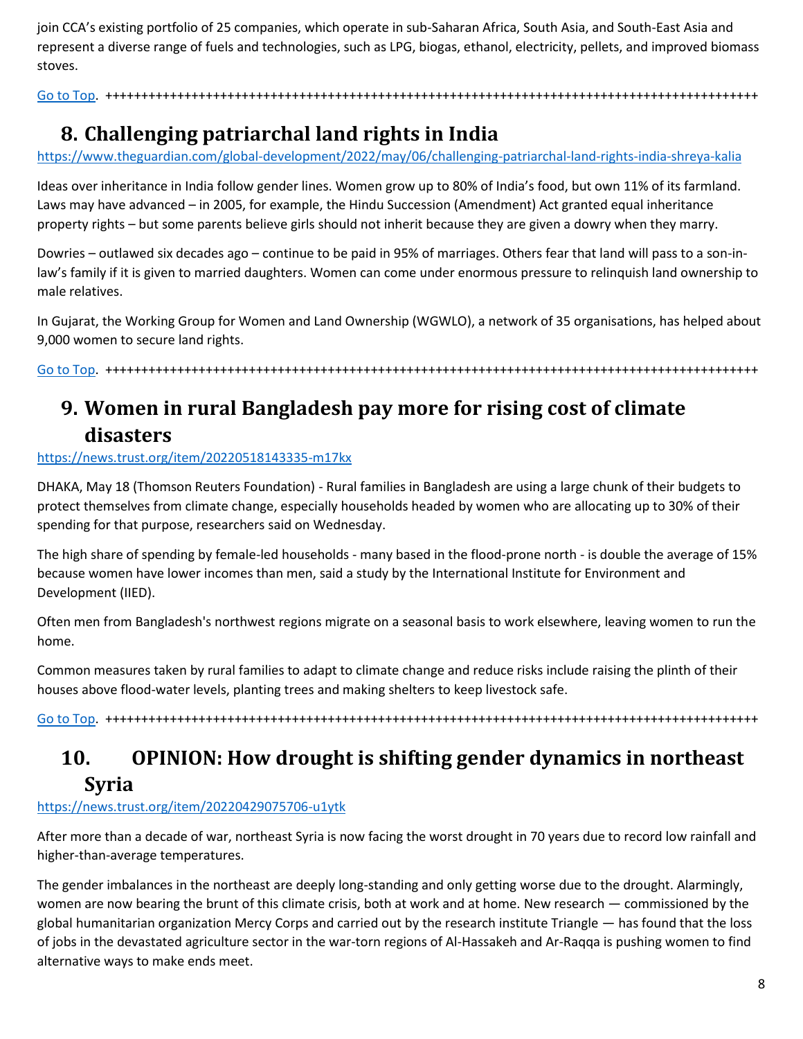join CCA's existing portfolio of 25 companies, which operate in sub-Saharan Africa, South Asia, and South-East Asia and represent a diverse range of fuels and technologies, such as LPG, biogas, ethanol, electricity, pellets, and improved biomass stoves.

Go to Top. ++++++++++++++++++++++++++++++++++++++++++++++++++++++++++++++++++++++++++++++++++++++++++

## 8. Challenging patriarchal land rights in India

https://www.theguardian.com/global-development/2022/may/06/challenging-patriarchal-land-rights-india-shreya-kalia

Ideas over inheritance in India follow gender lines. Women grow up to 80% of India's food, but own 11% of its farmland. Laws may have advanced – in 2005, for example, the Hindu Succession (Amendment) Act granted equal inheritance property rights – but some parents believe girls should not inherit because they are given a dowry when they marry.

Dowries – outlawed six decades ago – continue to be paid in 95% of marriages. Others fear that land will pass to a son-in-law's family if it is given to married daughters. Women can come under enormous pressure to relinquish land ownership to male relatives.

In Gujarat, the Working Group for Women and Land Ownership (WGWLO), a network of 35 organisations, has helped about 9,000 women to secure land rights.

Go to Top. ++++++++++++++++++++++++++++++++++++++++++++++++++++++++++++++++++++++++++++++++++++++++++

## 9. Women in rural Bangladesh pay more for rising cost of climate disasters

https://news.trust.org/item/20220518143335-m17kx

DHAKA, May 18 (Thomson Reuters Foundation) - Rural families in Bangladesh are using a large chunk of their budgets to protect themselves from climate change, especially households headed by women who are allocating up to 30% of their spending for that purpose, researchers said on Wednesday.

The high share of spending by female-led households - many based in the flood-prone north - is double the average of 15% because women have lower incomes than men, said a study by the International Institute for Environment and Development (IIED).

Often men from Bangladesh's northwest regions migrate on a seasonal basis to work elsewhere, leaving women to run the home.

Common measures taken by rural families to adapt to climate change and reduce risks include raising the plinth of their houses above flood-water levels, planting trees and making shelters to keep livestock safe.

Go to Top. ++++++++++++++++++++++++++++++++++++++++++++++++++++++++++++++++++++++++++++++++++++++++++

## 10. OPINION: How drought is shifting gender dynamics in northeast Syria

https://news.trust.org/item/20220429075706-u1ytk

After more than a decade of war, northeast Syria is now facing the worst drought in 70 years due to record low rainfall and higher-than-average temperatures.

The gender imbalances in the northeast are deeply long-standing and only getting worse due to the drought. Alarmingly, women are now bearing the brunt of this climate crisis, both at work and at home. New research — commissioned by the global humanitarian organization Mercy Corps and carried out by the research institute Triangle — has found that the loss of jobs in the devastated agriculture sector in the war-torn regions of Al-Hassakeh and Ar-Raqqa is pushing women to find alternative ways to make ends meet.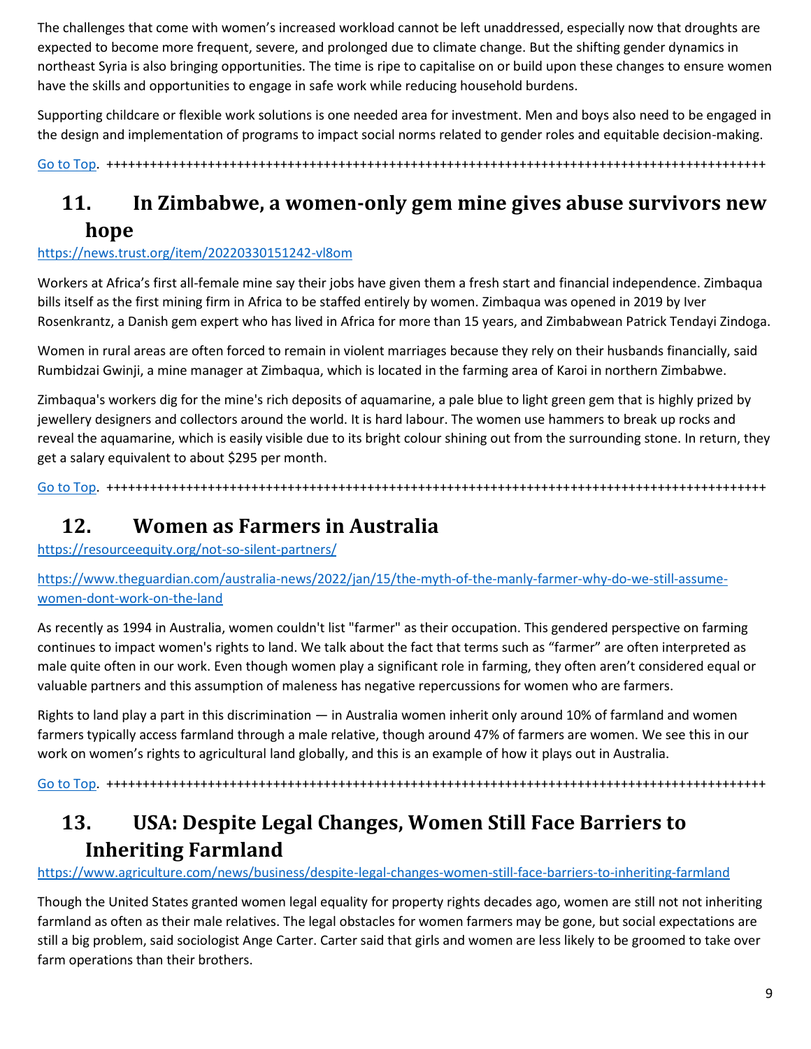The challenges that come with women's increased workload cannot be left unaddressed, especially now that droughts are expected to become more frequent, severe, and prolonged due to climate change. But the shifting gender dynamics in northeast Syria is also bringing opportunities. The time is ripe to capitalise on or build upon these changes to ensure women have the skills and opportunities to engage in safe work while reducing household burdens.

Supporting childcare or flexible work solutions is one needed area for investment. Men and boys also need to be engaged in the design and implementation of programs to impact social norms related to gender roles and equitable decision-making.

Go to Top. ++++++++++++++++++++++++++++++++++++++++++++++++++++++++++++++++++++++++++++++++++++++++++

## 11. In Zimbabwe, a women-only gem mine gives abuse survivors new hope

https://news.trust.org/item/20220330151242-vl8om

Workers at Africa's first all-female mine say their jobs have given them a fresh start and financial independence. Zimbaqua bills itself as the first mining firm in Africa to be staffed entirely by women. Zimbaqua was opened in 2019 by Iver Rosenkrantz, a Danish gem expert who has lived in Africa for more than 15 years, and Zimbabwean Patrick Tendayi Zindoga.

Women in rural areas are often forced to remain in violent marriages because they rely on their husbands financially, said Rumbidzai Gwinji, a mine manager at Zimbaqua, which is located in the farming area of Karoi in northern Zimbabwe.

Zimbaqua's workers dig for the mine's rich deposits of aquamarine, a pale blue to light green gem that is highly prized by jewellery designers and collectors around the world. It is hard labour. The women use hammers to break up rocks and reveal the aquamarine, which is easily visible due to its bright colour shining out from the surrounding stone. In return, they get a salary equivalent to about $295 per month.

Go to Top. ++++++++++++++++++++++++++++++++++++++++++++++++++++++++++++++++++++++++++++++++++++++++++

## 12. Women as Farmers in Australia

https://resourceequity.org/not-so-silent-partners/

https://www.theguardian.com/australia-news/2022/jan/15/the-myth-of-the-manly-farmer-why-do-we-still-assume-women-dont-work-on-the-land

As recently as 1994 in Australia, women couldn't list "farmer" as their occupation. This gendered perspective on farming continues to impact women's rights to land. We talk about the fact that terms such as "farmer" are often interpreted as male quite often in our work. Even though women play a significant role in farming, they often aren't considered equal or valuable partners and this assumption of maleness has negative repercussions for women who are farmers.

Rights to land play a part in this discrimination — in Australia women inherit only around 10% of farmland and women farmers typically access farmland through a male relative, though around 47% of farmers are women. We see this in our work on women's rights to agricultural land globally, and this is an example of how it plays out in Australia.

Go to Top. ++++++++++++++++++++++++++++++++++++++++++++++++++++++++++++++++++++++++++++++++++++++++++

## 13. USA: Despite Legal Changes, Women Still Face Barriers to Inheriting Farmland

https://www.agriculture.com/news/business/despite-legal-changes-women-still-face-barriers-to-inheriting-farmland

Though the United States granted women legal equality for property rights decades ago, women are still not not inheriting farmland as often as their male relatives. The legal obstacles for women farmers may be gone, but social expectations are still a big problem, said sociologist Ange Carter. Carter said that girls and women are less likely to be groomed to take over farm operations than their brothers.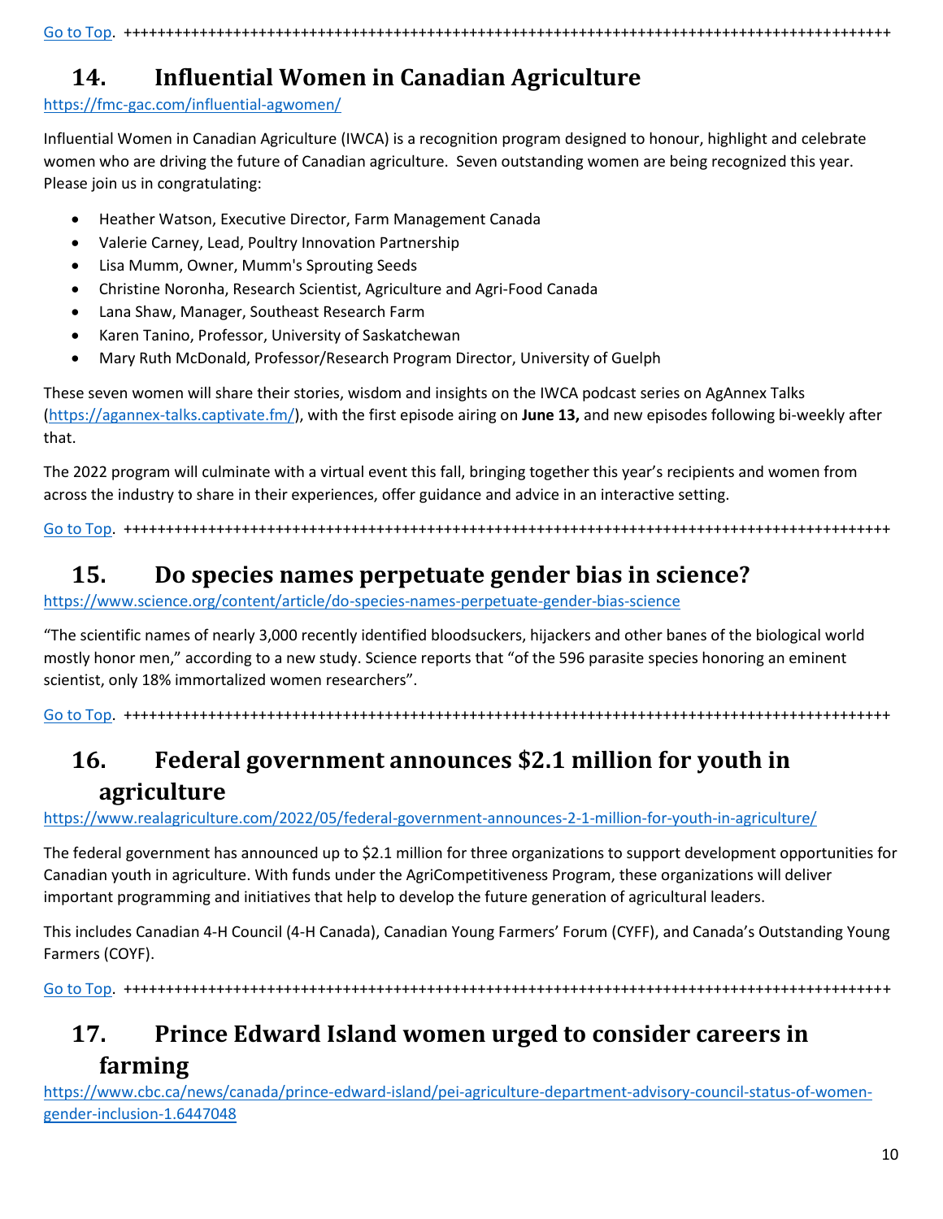Go to Top. ++++++++++++++++++++++++++++++++++++++++++++++++++++++++++++++++++++++++++++++++++++++++++

## 14. Influential Women in Canadian Agriculture

https://fmc-gac.com/influential-agwomen/

Influential Women in Canadian Agriculture (IWCA) is a recognition program designed to honour, highlight and celebrate women who are driving the future of Canadian agriculture. Seven outstanding women are being recognized this year. Please join us in congratulating:

- Heather Watson, Executive Director, Farm Management Canada
- Valerie Carney, Lead, Poultry Innovation Partnership
- Lisa Mumm, Owner, Mumm's Sprouting Seeds
- Christine Noronha, Research Scientist, Agriculture and Agri-Food Canada
- Lana Shaw, Manager, Southeast Research Farm
- Karen Tanino, Professor, University of Saskatchewan
- Mary Ruth McDonald, Professor/Research Program Director, University of Guelph

These seven women will share their stories, wisdom and insights on the IWCA podcast series on AgAnnex Talks (https://agannex-talks.captivate.fm/), with the first episode airing on **June 13,** and new episodes following bi-weekly after that.

The 2022 program will culminate with a virtual event this fall, bringing together this year's recipients and women from across the industry to share in their experiences, offer guidance and advice in an interactive setting.

Go to Top. ++++++++++++++++++++++++++++++++++++++++++++++++++++++++++++++++++++++++++++++++++++++++++

## 15. Do species names perpetuate gender bias in science?

https://www.science.org/content/article/do-species-names-perpetuate-gender-bias-science

"The scientific names of nearly 3,000 recently identified bloodsuckers, hijackers and other banes of the biological world mostly honor men," according to a new study. Science reports that "of the 596 parasite species honoring an eminent scientist, only 18% immortalized women researchers".

Go to Top. ++++++++++++++++++++++++++++++++++++++++++++++++++++++++++++++++++++++++++++++++++++++++++

## 16. Federal government announces $2.1 million for youth in agriculture

https://www.realagriculture.com/2022/05/federal-government-announces-2-1-million-for-youth-in-agriculture/

The federal government has announced up to $2.1 million for three organizations to support development opportunities for Canadian youth in agriculture. With funds under the AgriCompetitiveness Program, these organizations will deliver important programming and initiatives that help to develop the future generation of agricultural leaders.

This includes Canadian 4-H Council (4-H Canada), Canadian Young Farmers' Forum (CYFF), and Canada's Outstanding Young Farmers (COYF).

Go to Top. ++++++++++++++++++++++++++++++++++++++++++++++++++++++++++++++++++++++++++++++++++++++++++

## 17. Prince Edward Island women urged to consider careers in farming

https://www.cbc.ca/news/canada/prince-edward-island/pei-agriculture-department-advisory-council-status-of-women-gender-inclusion-1.6447048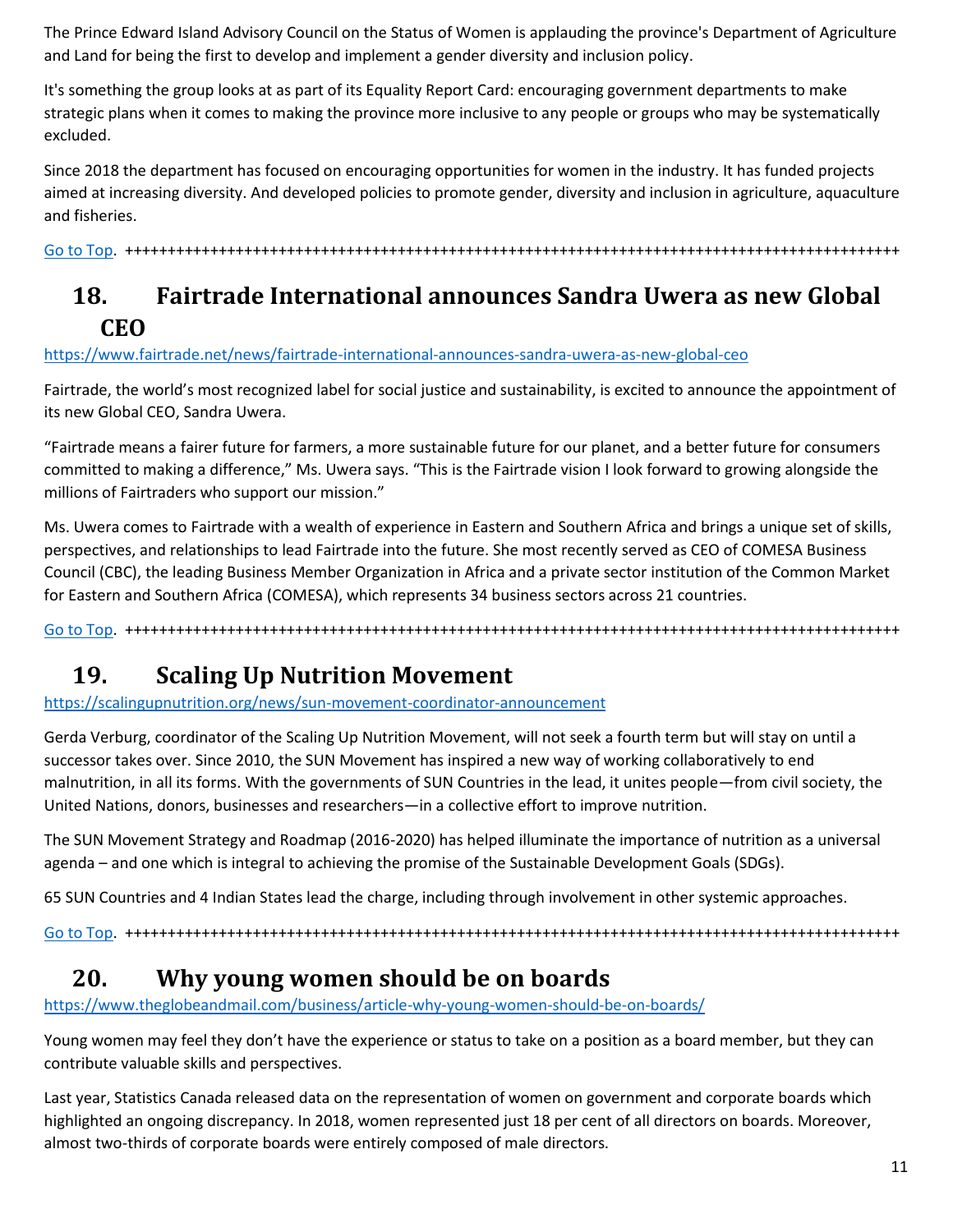The Prince Edward Island Advisory Council on the Status of Women is applauding the province's Department of Agriculture and Land for being the first to develop and implement a gender diversity and inclusion policy.

It's something the group looks at as part of its Equality Report Card: encouraging government departments to make strategic plans when it comes to making the province more inclusive to any people or groups who may be systematically excluded.

Since 2018 the department has focused on encouraging opportunities for women in the industry. It has funded projects aimed at increasing diversity. And developed policies to promote gender, diversity and inclusion in agriculture, aquaculture and fisheries.

Go to Top. ++++++++++++++++++++++++++++++++++++++++++++++++++++++++++++++++++++++++++++++++++++++++++++++

## 18. Fairtrade International announces Sandra Uwera as new Global CEO

https://www.fairtrade.net/news/fairtrade-international-announces-sandra-uwera-as-new-global-ceo

Fairtrade, the world's most recognized label for social justice and sustainability, is excited to announce the appointment of its new Global CEO, Sandra Uwera.

"Fairtrade means a fairer future for farmers, a more sustainable future for our planet, and a better future for consumers committed to making a difference," Ms. Uwera says. "This is the Fairtrade vision I look forward to growing alongside the millions of Fairtraders who support our mission."

Ms. Uwera comes to Fairtrade with a wealth of experience in Eastern and Southern Africa and brings a unique set of skills, perspectives, and relationships to lead Fairtrade into the future. She most recently served as CEO of COMESA Business Council (CBC), the leading Business Member Organization in Africa and a private sector institution of the Common Market for Eastern and Southern Africa (COMESA), which represents 34 business sectors across 21 countries.

Go to Top. ++++++++++++++++++++++++++++++++++++++++++++++++++++++++++++++++++++++++++++++++++++++++++++++

## 19. Scaling Up Nutrition Movement

https://scalingupnutrition.org/news/sun-movement-coordinator-announcement

Gerda Verburg, coordinator of the Scaling Up Nutrition Movement, will not seek a fourth term but will stay on until a successor takes over. Since 2010, the SUN Movement has inspired a new way of working collaboratively to end malnutrition, in all its forms. With the governments of SUN Countries in the lead, it unites people—from civil society, the United Nations, donors, businesses and researchers—in a collective effort to improve nutrition.

The SUN Movement Strategy and Roadmap (2016-2020) has helped illuminate the importance of nutrition as a universal agenda – and one which is integral to achieving the promise of the Sustainable Development Goals (SDGs).

65 SUN Countries and 4 Indian States lead the charge, including through involvement in other systemic approaches.

Go to Top. ++++++++++++++++++++++++++++++++++++++++++++++++++++++++++++++++++++++++++++++++++++++++++++++

## 20. Why young women should be on boards

https://www.theglobeandmail.com/business/article-why-young-women-should-be-on-boards/

Young women may feel they don't have the experience or status to take on a position as a board member, but they can contribute valuable skills and perspectives.

Last year, Statistics Canada released data on the representation of women on government and corporate boards which highlighted an ongoing discrepancy. In 2018, women represented just 18 per cent of all directors on boards. Moreover, almost two-thirds of corporate boards were entirely composed of male directors.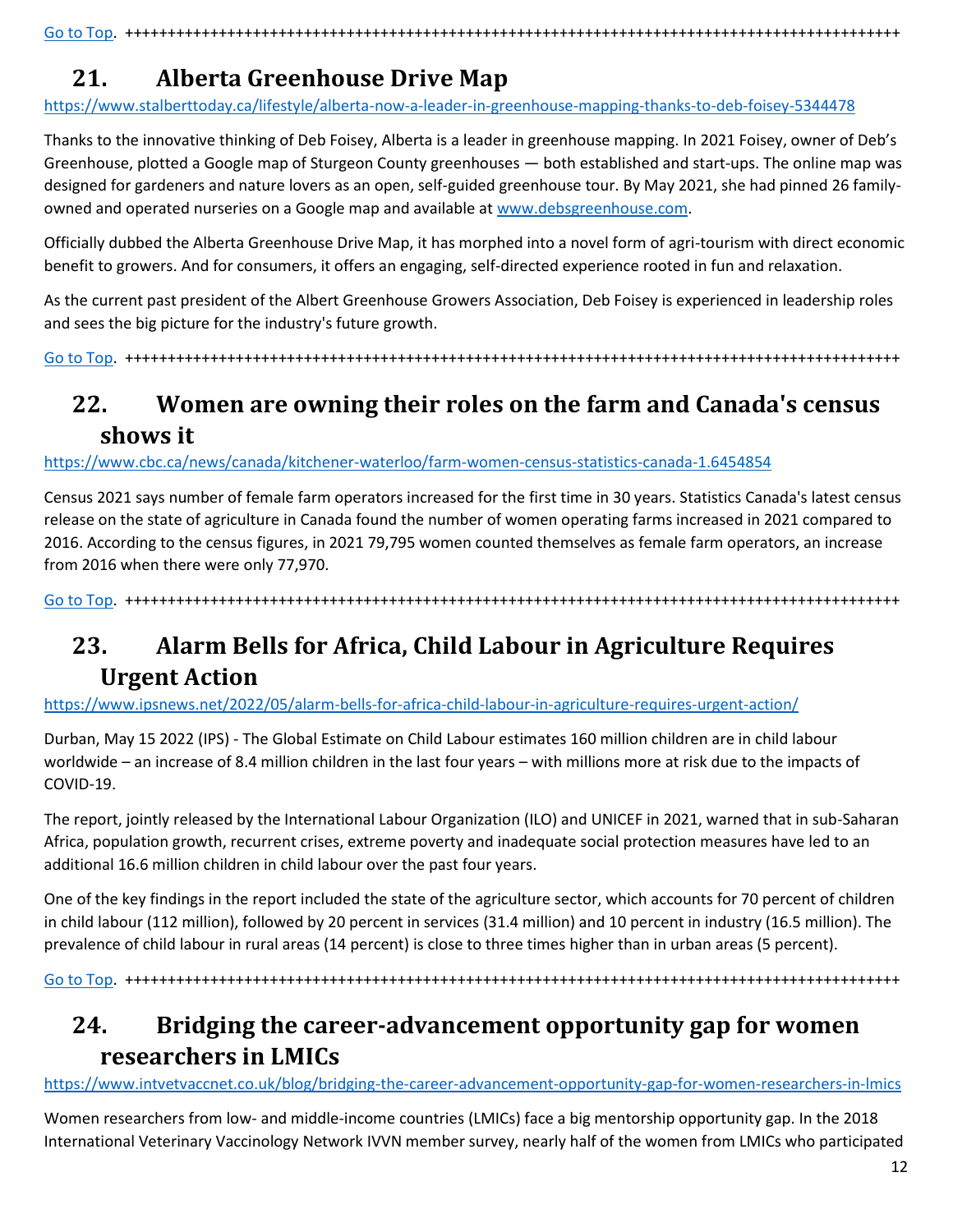[Go to Top](#). ++++++++++++++++++++++++++++++++++++++++++++++++++++++++++++++++++++++++++++++++++++++++++++

## 21. Alberta Greenhouse Drive Map

[https://www.stalberttoday.ca/lifestyle/alberta-now-a-leader-in-greenhouse-mapping-thanks-to-deb-foisey-5344478](https://www.stalberttoday.ca/lifestyle/alberta-now-a-leader-in-greenhouse-mapping-thanks-to-deb-foisey-5344478)

Thanks to the innovative thinking of Deb Foisey, Alberta is a leader in greenhouse mapping. In 2021 Foisey, owner of Deb's Greenhouse, plotted a Google map of Sturgeon County greenhouses — both established and start-ups. The online map was designed for gardeners and nature lovers as an open, self-guided greenhouse tour. By May 2021, she had pinned 26 family-owned and operated nurseries on a Google map and available at [www.debsgreenhouse.com](http://www.debsgreenhouse.com).

Officially dubbed the Alberta Greenhouse Drive Map, it has morphed into a novel form of agri-tourism with direct economic benefit to growers. And for consumers, it offers an engaging, self-directed experience rooted in fun and relaxation.

As the current past president of the Albert Greenhouse Growers Association, Deb Foisey is experienced in leadership roles and sees the big picture for the industry's future growth.

[Go to Top](#). ++++++++++++++++++++++++++++++++++++++++++++++++++++++++++++++++++++++++++++++++++++++++++++

## 22. Women are owning their roles on the farm and Canada's census shows it

[https://www.cbc.ca/news/canada/kitchener-waterloo/farm-women-census-statistics-canada-1.6454854](https://www.cbc.ca/news/canada/kitchener-waterloo/farm-women-census-statistics-canada-1.6454854)

Census 2021 says number of female farm operators increased for the first time in 30 years. Statistics Canada's latest census release on the state of agriculture in Canada found the number of women operating farms increased in 2021 compared to 2016. According to the census figures, in 2021 79,795 women counted themselves as female farm operators, an increase from 2016 when there were only 77,970.

[Go to Top](#). ++++++++++++++++++++++++++++++++++++++++++++++++++++++++++++++++++++++++++++++++++++++++++++

## 23. Alarm Bells for Africa, Child Labour in Agriculture Requires Urgent Action

[https://www.ipsnews.net/2022/05/alarm-bells-for-africa-child-labour-in-agriculture-requires-urgent-action/](https://www.ipsnews.net/2022/05/alarm-bells-for-africa-child-labour-in-agriculture-requires-urgent-action/)

Durban, May 15 2022 (IPS) - The Global Estimate on Child Labour estimates 160 million children are in child labour worldwide – an increase of 8.4 million children in the last four years – with millions more at risk due to the impacts of COVID-19.

The report, jointly released by the International Labour Organization (ILO) and UNICEF in 2021, warned that in sub-Saharan Africa, population growth, recurrent crises, extreme poverty and inadequate social protection measures have led to an additional 16.6 million children in child labour over the past four years.

One of the key findings in the report included the state of the agriculture sector, which accounts for 70 percent of children in child labour (112 million), followed by 20 percent in services (31.4 million) and 10 percent in industry (16.5 million). The prevalence of child labour in rural areas (14 percent) is close to three times higher than in urban areas (5 percent).

[Go to Top](#). ++++++++++++++++++++++++++++++++++++++++++++++++++++++++++++++++++++++++++++++++++++++++++++

## 24. Bridging the career-advancement opportunity gap for women researchers in LMICs

[https://www.intvetvaccnet.co.uk/blog/bridging-the-career-advancement-opportunity-gap-for-women-researchers-in-lmics](https://www.intvetvaccnet.co.uk/blog/bridging-the-career-advancement-opportunity-gap-for-women-researchers-in-lmics)

Women researchers from low- and middle-income countries (LMICs) face a big mentorship opportunity gap. In the 2018 International Veterinary Vaccinology Network IVVN member survey, nearly half of the women from LMICs who participated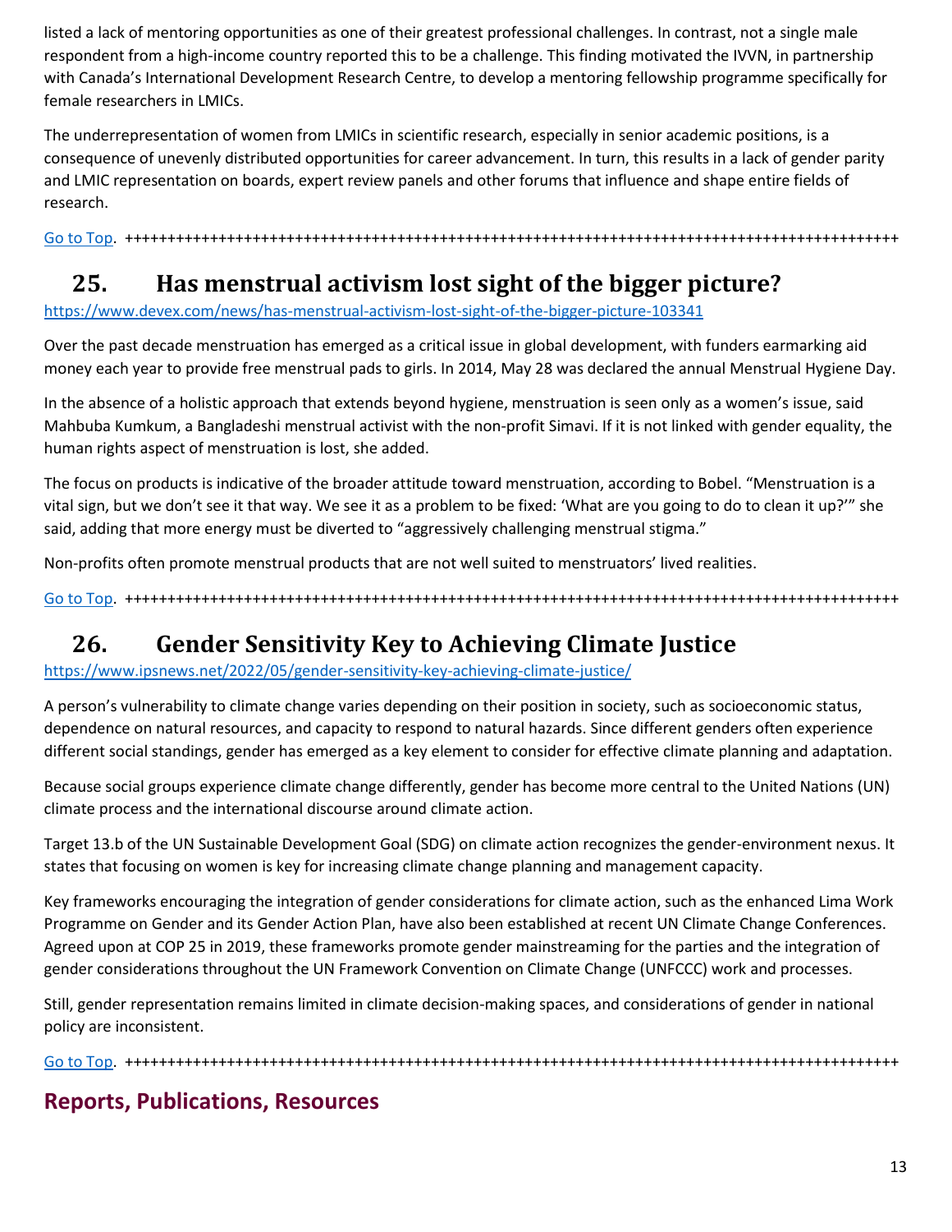listed a lack of mentoring opportunities as one of their greatest professional challenges. In contrast, not a single male respondent from a high-income country reported this to be a challenge. This finding motivated the IVVN, in partnership with Canada's International Development Research Centre, to develop a mentoring fellowship programme specifically for female researchers in LMICs.

The underrepresentation of women from LMICs in scientific research, especially in senior academic positions, is a consequence of unevenly distributed opportunities for career advancement. In turn, this results in a lack of gender parity and LMIC representation on boards, expert review panels and other forums that influence and shape entire fields of research.

Go to Top. ++++++++++++++++++++++++++++++++++++++++++++++++++++++++++++++++++++++++++++++++++++++++++++

## 25. Has menstrual activism lost sight of the bigger picture?

https://www.devex.com/news/has-menstrual-activism-lost-sight-of-the-bigger-picture-103341

Over the past decade menstruation has emerged as a critical issue in global development, with funders earmarking aid money each year to provide free menstrual pads to girls. In 2014, May 28 was declared the annual Menstrual Hygiene Day.

In the absence of a holistic approach that extends beyond hygiene, menstruation is seen only as a women's issue, said Mahbuba Kumkum, a Bangladeshi menstrual activist with the non-profit Simavi. If it is not linked with gender equality, the human rights aspect of menstruation is lost, she added.

The focus on products is indicative of the broader attitude toward menstruation, according to Bobel. "Menstruation is a vital sign, but we don't see it that way. We see it as a problem to be fixed: 'What are you going to do to clean it up?'" she said, adding that more energy must be diverted to "aggressively challenging menstrual stigma."

Non-profits often promote menstrual products that are not well suited to menstruators' lived realities.

Go to Top. ++++++++++++++++++++++++++++++++++++++++++++++++++++++++++++++++++++++++++++++++++++++++++++

## 26. Gender Sensitivity Key to Achieving Climate Justice

https://www.ipsnews.net/2022/05/gender-sensitivity-key-achieving-climate-justice/

A person's vulnerability to climate change varies depending on their position in society, such as socioeconomic status, dependence on natural resources, and capacity to respond to natural hazards. Since different genders often experience different social standings, gender has emerged as a key element to consider for effective climate planning and adaptation.

Because social groups experience climate change differently, gender has become more central to the United Nations (UN) climate process and the international discourse around climate action.

Target 13.b of the UN Sustainable Development Goal (SDG) on climate action recognizes the gender-environment nexus. It states that focusing on women is key for increasing climate change planning and management capacity.

Key frameworks encouraging the integration of gender considerations for climate action, such as the enhanced Lima Work Programme on Gender and its Gender Action Plan, have also been established at recent UN Climate Change Conferences. Agreed upon at COP 25 in 2019, these frameworks promote gender mainstreaming for the parties and the integration of gender considerations throughout the UN Framework Convention on Climate Change (UNFCCC) work and processes.

Still, gender representation remains limited in climate decision-making spaces, and considerations of gender in national policy are inconsistent.

Go to Top. ++++++++++++++++++++++++++++++++++++++++++++++++++++++++++++++++++++++++++++++++++++++++++++

## Reports, Publications, Resources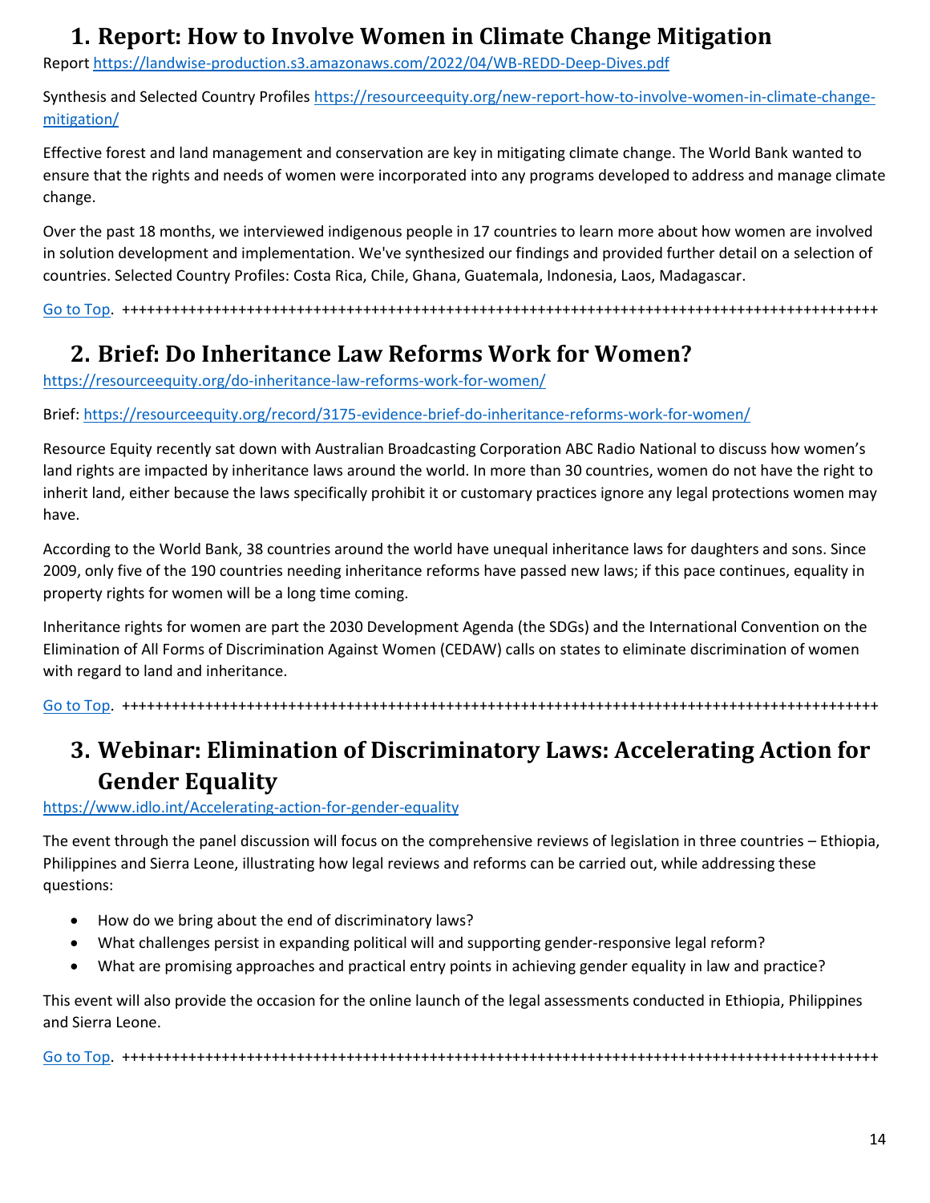# 1. Report: How to Involve Women in Climate Change Mitigation

Report https://landwise-production.s3.amazonaws.com/2022/04/WB-REDD-Deep-Dives.pdf

Synthesis and Selected Country Profiles https://resourceequity.org/new-report-how-to-involve-women-in-climate-change-mitigation/

Effective forest and land management and conservation are key in mitigating climate change. The World Bank wanted to ensure that the rights and needs of women were incorporated into any programs developed to address and manage climate change.

Over the past 18 months, we interviewed indigenous people in 17 countries to learn more about how women are involved in solution development and implementation. We've synthesized our findings and provided further detail on a selection of countries. Selected Country Profiles: Costa Rica, Chile, Ghana, Guatemala, Indonesia, Laos, Madagascar.

Go to Top. ++++++++++++++++++++++++++++++++++++++++++++++++++++++++++++++++++++++++++++++++++++++++++

# 2. Brief: Do Inheritance Law Reforms Work for Women?

https://resourceequity.org/do-inheritance-law-reforms-work-for-women/

Brief: https://resourceequity.org/record/3175-evidence-brief-do-inheritance-reforms-work-for-women/

Resource Equity recently sat down with Australian Broadcasting Corporation ABC Radio National to discuss how women's land rights are impacted by inheritance laws around the world. In more than 30 countries, women do not have the right to inherit land, either because the laws specifically prohibit it or customary practices ignore any legal protections women may have.

According to the World Bank, 38 countries around the world have unequal inheritance laws for daughters and sons. Since 2009, only five of the 190 countries needing inheritance reforms have passed new laws; if this pace continues, equality in property rights for women will be a long time coming.

Inheritance rights for women are part the 2030 Development Agenda (the SDGs) and the International Convention on the Elimination of All Forms of Discrimination Against Women (CEDAW) calls on states to eliminate discrimination of women with regard to land and inheritance.

Go to Top. ++++++++++++++++++++++++++++++++++++++++++++++++++++++++++++++++++++++++++++++++++++++++++

# 3. Webinar: Elimination of Discriminatory Laws: Accelerating Action for Gender Equality

https://www.idlo.int/Accelerating-action-for-gender-equality

The event through the panel discussion will focus on the comprehensive reviews of legislation in three countries – Ethiopia, Philippines and Sierra Leone, illustrating how legal reviews and reforms can be carried out, while addressing these questions:

- How do we bring about the end of discriminatory laws?
- What challenges persist in expanding political will and supporting gender-responsive legal reform?
- What are promising approaches and practical entry points in achieving gender equality in law and practice?

This event will also provide the occasion for the online launch of the legal assessments conducted in Ethiopia, Philippines and Sierra Leone.

Go to Top. ++++++++++++++++++++++++++++++++++++++++++++++++++++++++++++++++++++++++++++++++++++++++++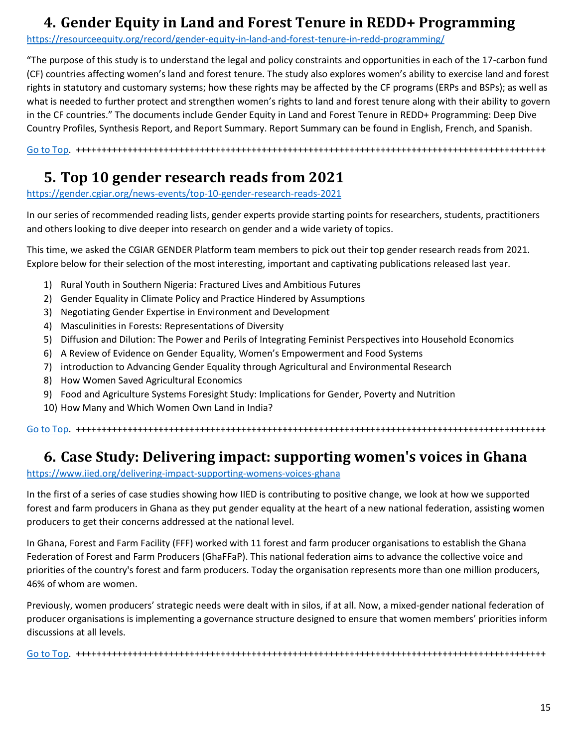# 4. Gender Equity in Land and Forest Tenure in REDD+ Programming

https://resourceequity.org/record/gender-equity-in-land-and-forest-tenure-in-redd-programming/

"The purpose of this study is to understand the legal and policy constraints and opportunities in each of the 17-carbon fund (CF) countries affecting women's land and forest tenure. The study also explores women's ability to exercise land and forest rights in statutory and customary systems; how these rights may be affected by the CF programs (ERPs and BSPs); as well as what is needed to further protect and strengthen women's rights to land and forest tenure along with their ability to govern in the CF countries." The documents include Gender Equity in Land and Forest Tenure in REDD+ Programming: Deep Dive Country Profiles, Synthesis Report, and Report Summary. Report Summary can be found in English, French, and Spanish.

Go to Top. ++++++++++++++++++++++++++++++++++++++++++++++++++++++++++++++++++++++++++++++++++++++++++++

# 5. Top 10 gender research reads from 2021

https://gender.cgiar.org/news-events/top-10-gender-research-reads-2021

In our series of recommended reading lists, gender experts provide starting points for researchers, students, practitioners and others looking to dive deeper into research on gender and a wide variety of topics.

This time, we asked the CGIAR GENDER Platform team members to pick out their top gender research reads from 2021. Explore below for their selection of the most interesting, important and captivating publications released last year.

1) Rural Youth in Southern Nigeria: Fractured Lives and Ambitious Futures
2) Gender Equality in Climate Policy and Practice Hindered by Assumptions
3) Negotiating Gender Expertise in Environment and Development
4) Masculinities in Forests: Representations of Diversity
5) Diffusion and Dilution: The Power and Perils of Integrating Feminist Perspectives into Household Economics
6) A Review of Evidence on Gender Equality, Women's Empowerment and Food Systems
7) introduction to Advancing Gender Equality through Agricultural and Environmental Research
8) How Women Saved Agricultural Economics
9) Food and Agriculture Systems Foresight Study: Implications for Gender, Poverty and Nutrition
10) How Many and Which Women Own Land in India?

Go to Top. ++++++++++++++++++++++++++++++++++++++++++++++++++++++++++++++++++++++++++++++++++++++++++++

# 6. Case Study: Delivering impact: supporting women's voices in Ghana

https://www.iied.org/delivering-impact-supporting-womens-voices-ghana

In the first of a series of case studies showing how IIED is contributing to positive change, we look at how we supported forest and farm producers in Ghana as they put gender equality at the heart of a new national federation, assisting women producers to get their concerns addressed at the national level.

In Ghana, Forest and Farm Facility (FFF) worked with 11 forest and farm producer organisations to establish the Ghana Federation of Forest and Farm Producers (GhaFFaP). This national federation aims to advance the collective voice and priorities of the country's forest and farm producers. Today the organisation represents more than one million producers, 46% of whom are women.

Previously, women producers' strategic needs were dealt with in silos, if at all. Now, a mixed-gender national federation of producer organisations is implementing a governance structure designed to ensure that women members' priorities inform discussions at all levels.

Go to Top. ++++++++++++++++++++++++++++++++++++++++++++++++++++++++++++++++++++++++++++++++++++++++++++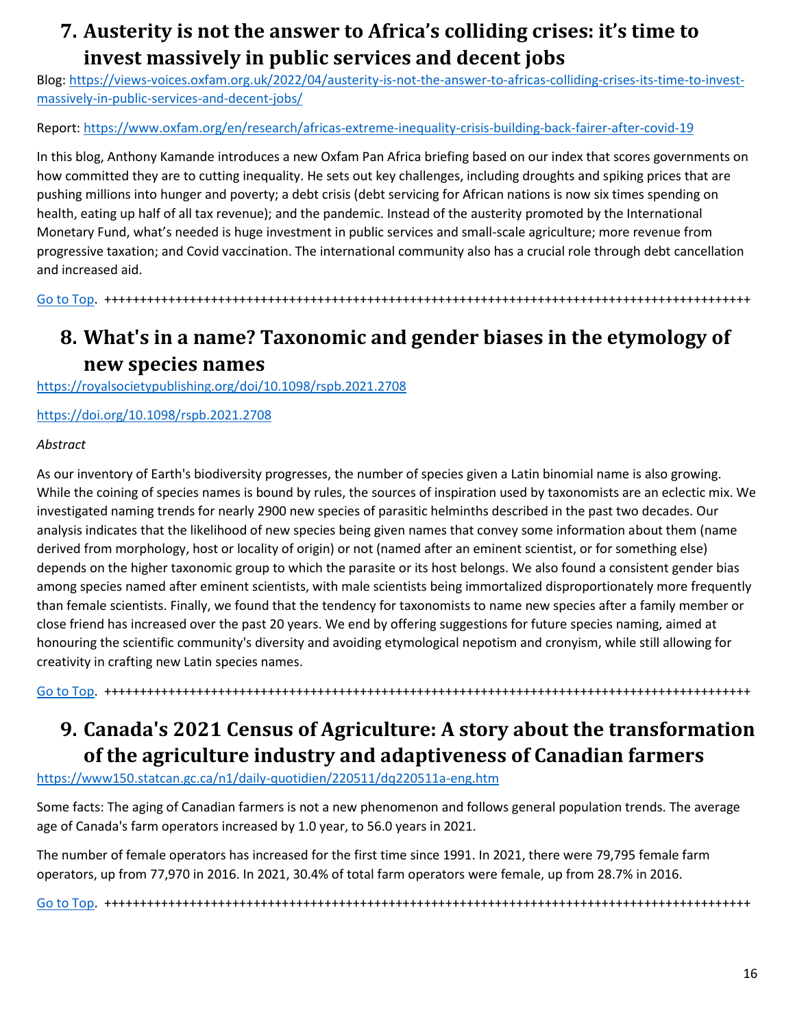## 7. Austerity is not the answer to Africa's colliding crises: it's time to invest massively in public services and decent jobs

Blog: [https://views-voices.oxfam.org.uk/2022/04/austerity-is-not-the-answer-to-africas-colliding-crises-its-time-to-invest-massively-in-public-services-and-decent-jobs/](https://views-voices.oxfam.org.uk/2022/04/austerity-is-not-the-answer-to-africas-colliding-crises-its-time-to-invest-massively-in-public-services-and-decent-jobs/)

Report: [https://www.oxfam.org/en/research/africas-extreme-inequality-crisis-building-back-fairer-after-covid-19](https://www.oxfam.org/en/research/africas-extreme-inequality-crisis-building-back-fairer-after-covid-19)

In this blog, Anthony Kamande introduces a new Oxfam Pan Africa briefing based on our index that scores governments on how committed they are to cutting inequality. He sets out key challenges, including droughts and spiking prices that are pushing millions into hunger and poverty; a debt crisis (debt servicing for African nations is now six times spending on health, eating up half of all tax revenue); and the pandemic. Instead of the austerity promoted by the International Monetary Fund, what's needed is huge investment in public services and small-scale agriculture; more revenue from progressive taxation; and Covid vaccination. The international community also has a crucial role through debt cancellation and increased aid.

Go to Top. +++++++++++++++++++++++++++++++++++++++++++++++++++++++++++++++++++++++++++++++++++++++++++++

## 8. What's in a name? Taxonomic and gender biases in the etymology of new species names

[https://royalsocietypublishing.org/doi/10.1098/rspb.2021.2708](https://royalsocietypublishing.org/doi/10.1098/rspb.2021.2708)

[https://doi.org/10.1098/rspb.2021.2708](https://doi.org/10.1098/rspb.2021.2708)

*Abstract*

As our inventory of Earth's biodiversity progresses, the number of species given a Latin binomial name is also growing. While the coining of species names is bound by rules, the sources of inspiration used by taxonomists are an eclectic mix. We investigated naming trends for nearly 2900 new species of parasitic helminths described in the past two decades. Our analysis indicates that the likelihood of new species being given names that convey some information about them (name derived from morphology, host or locality of origin) or not (named after an eminent scientist, or for something else) depends on the higher taxonomic group to which the parasite or its host belongs. We also found a consistent gender bias among species named after eminent scientists, with male scientists being immortalized disproportionately more frequently than female scientists. Finally, we found that the tendency for taxonomists to name new species after a family member or close friend has increased over the past 20 years. We end by offering suggestions for future species naming, aimed at honouring the scientific community's diversity and avoiding etymological nepotism and cronyism, while still allowing for creativity in crafting new Latin species names.

Go to Top. +++++++++++++++++++++++++++++++++++++++++++++++++++++++++++++++++++++++++++++++++++++++++++++

## 9. Canada's 2021 Census of Agriculture: A story about the transformation of the agriculture industry and adaptiveness of Canadian farmers

[https://www150.statcan.gc.ca/n1/daily-quotidien/220511/dq220511a-eng.htm](https://www150.statcan.gc.ca/n1/daily-quotidien/220511/dq220511a-eng.htm)

Some facts: The aging of Canadian farmers is not a new phenomenon and follows general population trends. The average age of Canada's farm operators increased by 1.0 year, to 56.0 years in 2021.

The number of female operators has increased for the first time since 1991. In 2021, there were 79,795 female farm operators, up from 77,970 in 2016. In 2021, 30.4% of total farm operators were female, up from 28.7% in 2016.

Go to Top. +++++++++++++++++++++++++++++++++++++++++++++++++++++++++++++++++++++++++++++++++++++++++++++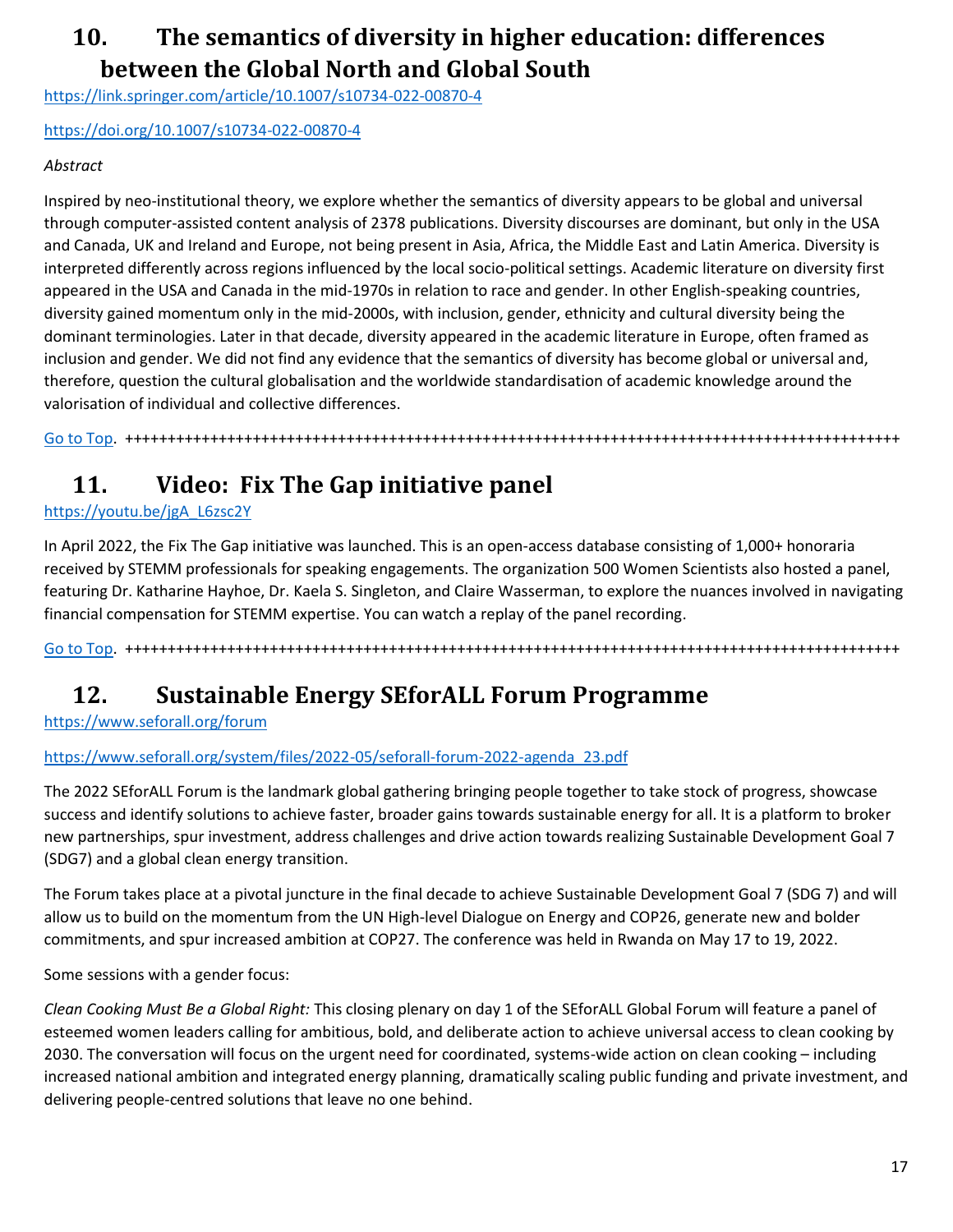## 10. The semantics of diversity in higher education: differences between the Global North and Global South

https://link.springer.com/article/10.1007/s10734-022-00870-4

https://doi.org/10.1007/s10734-022-00870-4

*Abstract*

Inspired by neo-institutional theory, we explore whether the semantics of diversity appears to be global and universal through computer-assisted content analysis of 2378 publications. Diversity discourses are dominant, but only in the USA and Canada, UK and Ireland and Europe, not being present in Asia, Africa, the Middle East and Latin America. Diversity is interpreted differently across regions influenced by the local socio-political settings. Academic literature on diversity first appeared in the USA and Canada in the mid-1970s in relation to race and gender. In other English-speaking countries, diversity gained momentum only in the mid-2000s, with inclusion, gender, ethnicity and cultural diversity being the dominant terminologies. Later in that decade, diversity appeared in the academic literature in Europe, often framed as inclusion and gender. We did not find any evidence that the semantics of diversity has become global or universal and, therefore, question the cultural globalisation and the worldwide standardisation of academic knowledge around the valorisation of individual and collective differences.

Go to Top. ++++++++++++++++++++++++++++++++++++++++++++++++++++++++++++++++++++++++++++++++++++++++++++++

## 11. Video: Fix The Gap initiative panel

https://youtu.be/jgA_L6zsc2Y

In April 2022, the Fix The Gap initiative was launched. This is an open-access database consisting of 1,000+ honoraria received by STEMM professionals for speaking engagements. The organization 500 Women Scientists also hosted a panel, featuring Dr. Katharine Hayhoe, Dr. Kaela S. Singleton, and Claire Wasserman, to explore the nuances involved in navigating financial compensation for STEMM expertise. You can watch a replay of the panel recording.

Go to Top. ++++++++++++++++++++++++++++++++++++++++++++++++++++++++++++++++++++++++++++++++++++++++++++++

## 12. Sustainable Energy SEforALL Forum Programme

https://www.seforall.org/forum

https://www.seforall.org/system/files/2022-05/seforall-forum-2022-agenda_23.pdf

The 2022 SEforALL Forum is the landmark global gathering bringing people together to take stock of progress, showcase success and identify solutions to achieve faster, broader gains towards sustainable energy for all. It is a platform to broker new partnerships, spur investment, address challenges and drive action towards realizing Sustainable Development Goal 7 (SDG7) and a global clean energy transition.

The Forum takes place at a pivotal juncture in the final decade to achieve Sustainable Development Goal 7 (SDG 7) and will allow us to build on the momentum from the UN High-level Dialogue on Energy and COP26, generate new and bolder commitments, and spur increased ambition at COP27. The conference was held in Rwanda on May 17 to 19, 2022.

Some sessions with a gender focus:

*Clean Cooking Must Be a Global Right:* This closing plenary on day 1 of the SEforALL Global Forum will feature a panel of esteemed women leaders calling for ambitious, bold, and deliberate action to achieve universal access to clean cooking by 2030. The conversation will focus on the urgent need for coordinated, systems-wide action on clean cooking – including increased national ambition and integrated energy planning, dramatically scaling public funding and private investment, and delivering people-centred solutions that leave no one behind.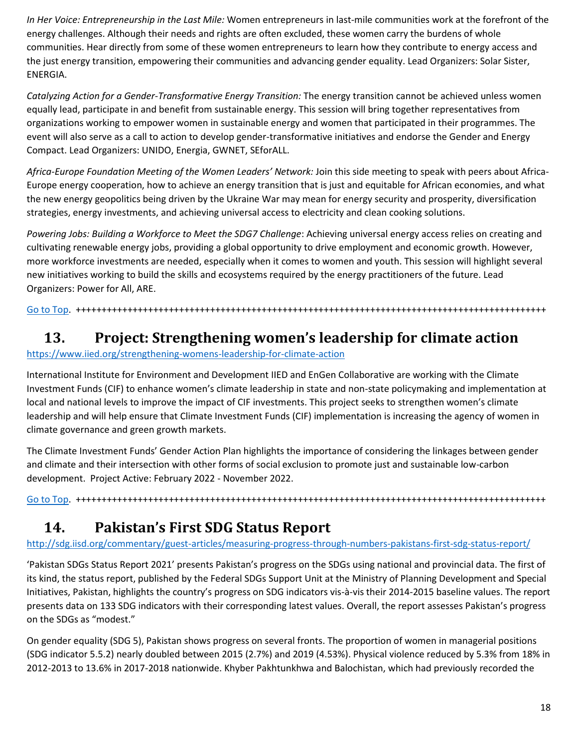*In Her Voice: Entrepreneurship in the Last Mile:* Women entrepreneurs in last-mile communities work at the forefront of the energy challenges. Although their needs and rights are often excluded, these women carry the burdens of whole communities. Hear directly from some of these women entrepreneurs to learn how they contribute to energy access and the just energy transition, empowering their communities and advancing gender equality. Lead Organizers: Solar Sister, ENERGIA.

*Catalyzing Action for a Gender-Transformative Energy Transition:* The energy transition cannot be achieved unless women equally lead, participate in and benefit from sustainable energy. This session will bring together representatives from organizations working to empower women in sustainable energy and women that participated in their programmes. The event will also serve as a call to action to develop gender-transformative initiatives and endorse the Gender and Energy Compact. Lead Organizers: UNIDO, Energia, GWNET, SEforALL.

*Africa-Europe Foundation Meeting of the Women Leaders' Network:* Join this side meeting to speak with peers about Africa-Europe energy cooperation, how to achieve an energy transition that is just and equitable for African economies, and what the new energy geopolitics being driven by the Ukraine War may mean for energy security and prosperity, diversification strategies, energy investments, and achieving universal access to electricity and clean cooking solutions.

*Powering Jobs: Building a Workforce to Meet the SDG7 Challenge*: Achieving universal energy access relies on creating and cultivating renewable energy jobs, providing a global opportunity to drive employment and economic growth. However, more workforce investments are needed, especially when it comes to women and youth. This session will highlight several new initiatives working to build the skills and ecosystems required by the energy practitioners of the future. Lead Organizers: Power for All, ARE.

Go to Top. ++++++++++++++++++++++++++++++++++++++++++++++++++++++++++++++++++++++++++++++++++++++++++

## 13. Project: Strengthening women's leadership for climate action

https://www.iied.org/strengthening-womens-leadership-for-climate-action

International Institute for Environment and Development IIED and EnGen Collaborative are working with the Climate Investment Funds (CIF) to enhance women's climate leadership in state and non-state policymaking and implementation at local and national levels to improve the impact of CIF investments. This project seeks to strengthen women's climate leadership and will help ensure that Climate Investment Funds (CIF) implementation is increasing the agency of women in climate governance and green growth markets.

The Climate Investment Funds' Gender Action Plan highlights the importance of considering the linkages between gender and climate and their intersection with other forms of social exclusion to promote just and sustainable low-carbon development. Project Active: February 2022 - November 2022.

Go to Top. ++++++++++++++++++++++++++++++++++++++++++++++++++++++++++++++++++++++++++++++++++++++++++

## 14. Pakistan's First SDG Status Report

http://sdg.iisd.org/commentary/guest-articles/measuring-progress-through-numbers-pakistans-first-sdg-status-report/

'Pakistan SDGs Status Report 2021' presents Pakistan's progress on the SDGs using national and provincial data. The first of its kind, the status report, published by the Federal SDGs Support Unit at the Ministry of Planning Development and Special Initiatives, Pakistan, highlights the country's progress on SDG indicators vis-à-vis their 2014-2015 baseline values. The report presents data on 133 SDG indicators with their corresponding latest values. Overall, the report assesses Pakistan's progress on the SDGs as "modest."

On gender equality (SDG 5), Pakistan shows progress on several fronts. The proportion of women in managerial positions (SDG indicator 5.5.2) nearly doubled between 2015 (2.7%) and 2019 (4.53%). Physical violence reduced by 5.3% from 18% in 2012-2013 to 13.6% in 2017-2018 nationwide. Khyber Pakhtunkhwa and Balochistan, which had previously recorded the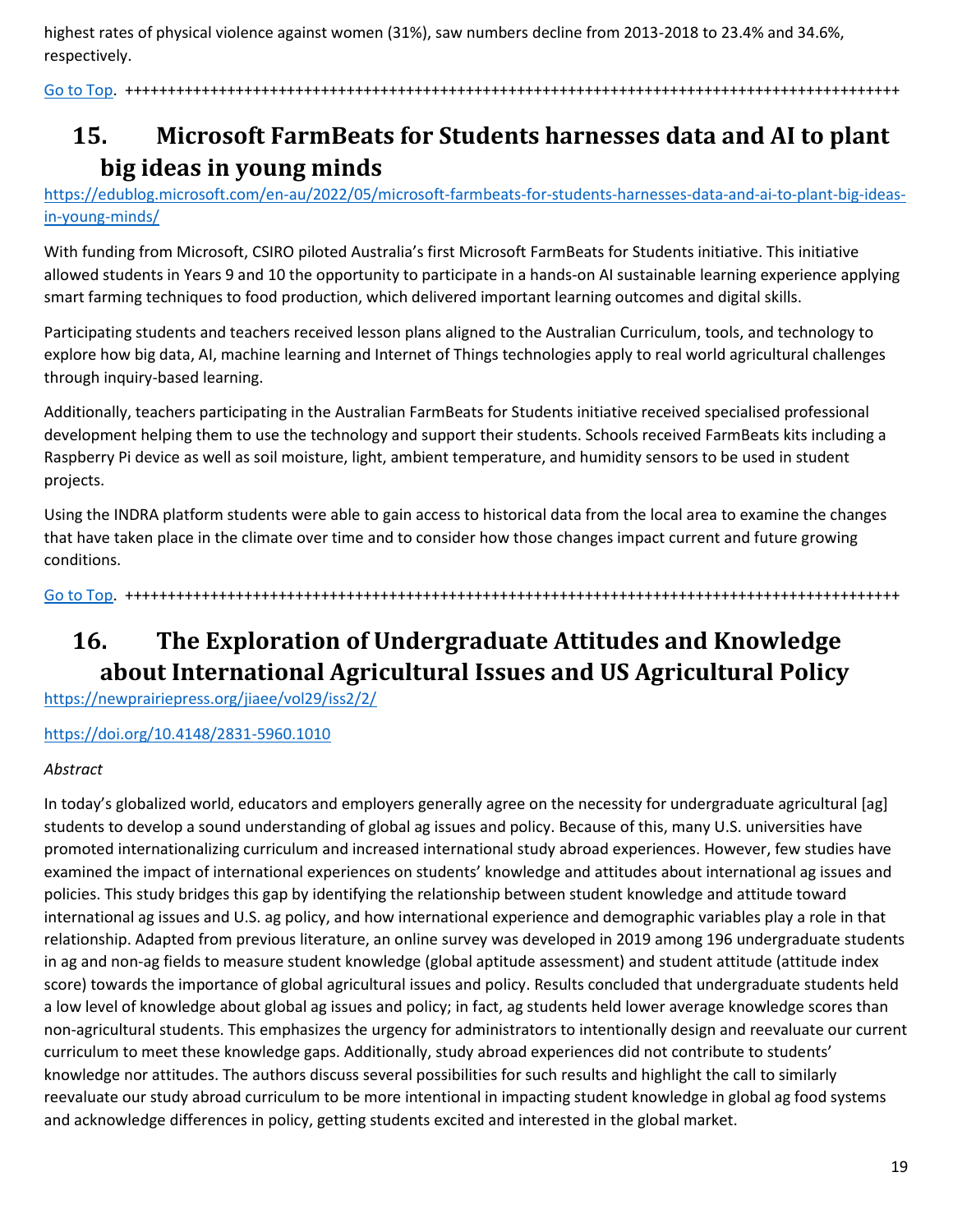highest rates of physical violence against women (31%), saw numbers decline from 2013-2018 to 23.4% and 34.6%, respectively.

[Go to Top](#). ++++++++++++++++++++++++++++++++++++++++++++++++++++++++++++++++++++++++++++++++++++++++++

## 15. Microsoft FarmBeats for Students harnesses data and AI to plant big ideas in young minds

https://edublog.microsoft.com/en-au/2022/05/microsoft-farmbeats-for-students-harnesses-data-and-ai-to-plant-big-ideas-in-young-minds/

With funding from Microsoft, CSIRO piloted Australia's first Microsoft FarmBeats for Students initiative. This initiative allowed students in Years 9 and 10 the opportunity to participate in a hands-on AI sustainable learning experience applying smart farming techniques to food production, which delivered important learning outcomes and digital skills.

Participating students and teachers received lesson plans aligned to the Australian Curriculum, tools, and technology to explore how big data, AI, machine learning and Internet of Things technologies apply to real world agricultural challenges through inquiry-based learning.

Additionally, teachers participating in the Australian FarmBeats for Students initiative received specialised professional development helping them to use the technology and support their students. Schools received FarmBeats kits including a Raspberry Pi device as well as soil moisture, light, ambient temperature, and humidity sensors to be used in student projects.

Using the INDRA platform students were able to gain access to historical data from the local area to examine the changes that have taken place in the climate over time and to consider how those changes impact current and future growing conditions.

[Go to Top](#). ++++++++++++++++++++++++++++++++++++++++++++++++++++++++++++++++++++++++++++++++++++++++++

## 16. The Exploration of Undergraduate Attitudes and Knowledge about International Agricultural Issues and US Agricultural Policy

https://newprairiepress.org/jiaee/vol29/iss2/2/

https://doi.org/10.4148/2831-5960.1010

*Abstract*

In today's globalized world, educators and employers generally agree on the necessity for undergraduate agricultural [ag] students to develop a sound understanding of global ag issues and policy. Because of this, many U.S. universities have promoted internationalizing curriculum and increased international study abroad experiences. However, few studies have examined the impact of international experiences on students' knowledge and attitudes about international ag issues and policies. This study bridges this gap by identifying the relationship between student knowledge and attitude toward international ag issues and U.S. ag policy, and how international experience and demographic variables play a role in that relationship. Adapted from previous literature, an online survey was developed in 2019 among 196 undergraduate students in ag and non-ag fields to measure student knowledge (global aptitude assessment) and student attitude (attitude index score) towards the importance of global agricultural issues and policy. Results concluded that undergraduate students held a low level of knowledge about global ag issues and policy; in fact, ag students held lower average knowledge scores than non-agricultural students. This emphasizes the urgency for administrators to intentionally design and reevaluate our current curriculum to meet these knowledge gaps. Additionally, study abroad experiences did not contribute to students' knowledge nor attitudes. The authors discuss several possibilities for such results and highlight the call to similarly reevaluate our study abroad curriculum to be more intentional in impacting student knowledge in global ag food systems and acknowledge differences in policy, getting students excited and interested in the global market.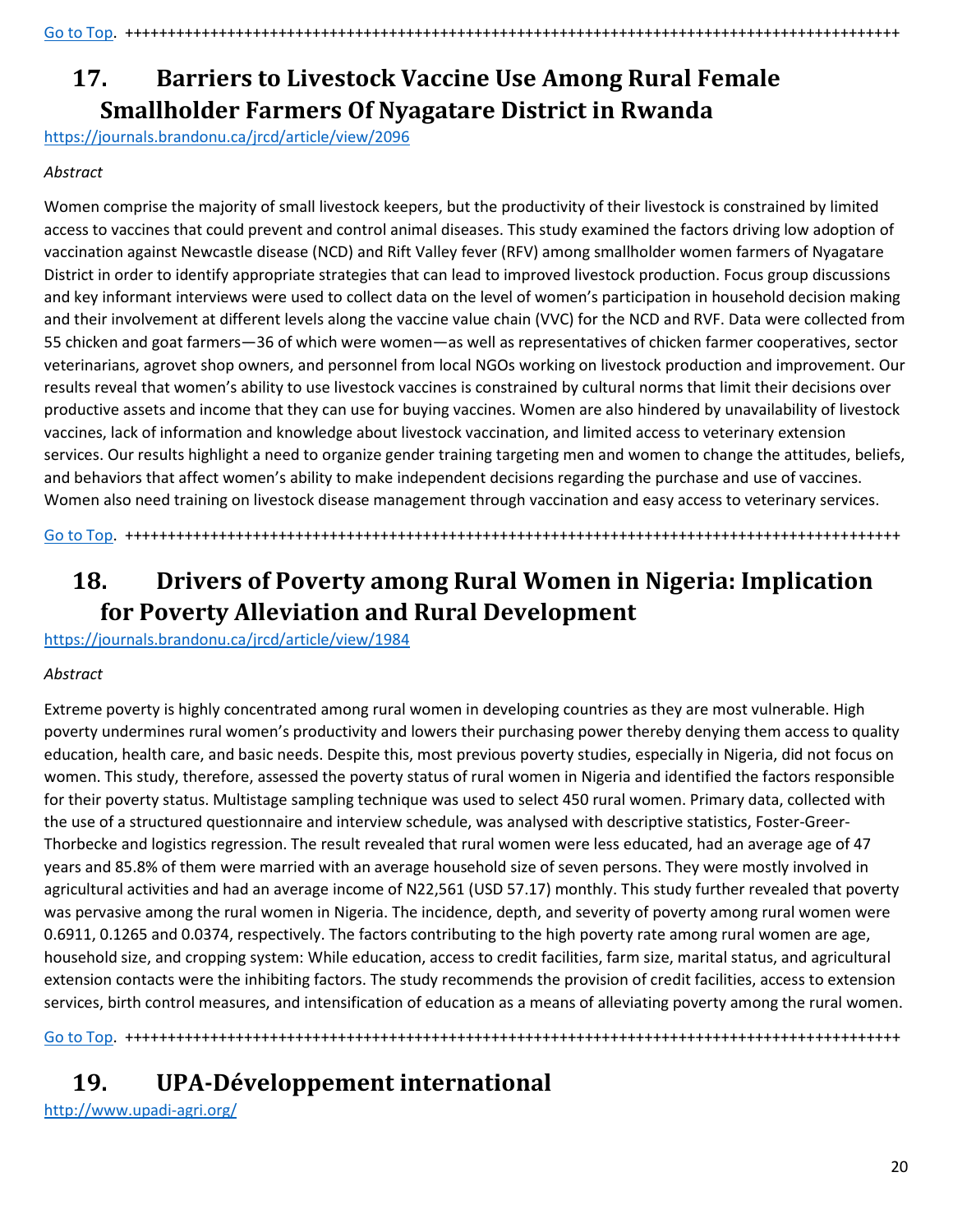[Go to Top](#). +++++++++++++++++++++++++++++++++++++++++++++++++++++++++++++++++++++++++++++++++++++++++++

## 17. Barriers to Livestock Vaccine Use Among Rural Female Smallholder Farmers Of Nyagatare District in Rwanda

https://journals.brandonu.ca/jrcd/article/view/2096

*Abstract*

Women comprise the majority of small livestock keepers, but the productivity of their livestock is constrained by limited access to vaccines that could prevent and control animal diseases. This study examined the factors driving low adoption of vaccination against Newcastle disease (NCD) and Rift Valley fever (RFV) among smallholder women farmers of Nyagatare District in order to identify appropriate strategies that can lead to improved livestock production. Focus group discussions and key informant interviews were used to collect data on the level of women's participation in household decision making and their involvement at different levels along the vaccine value chain (VVC) for the NCD and RVF. Data were collected from 55 chicken and goat farmers—36 of which were women—as well as representatives of chicken farmer cooperatives, sector veterinarians, agrovet shop owners, and personnel from local NGOs working on livestock production and improvement. Our results reveal that women's ability to use livestock vaccines is constrained by cultural norms that limit their decisions over productive assets and income that they can use for buying vaccines. Women are also hindered by unavailability of livestock vaccines, lack of information and knowledge about livestock vaccination, and limited access to veterinary extension services. Our results highlight a need to organize gender training targeting men and women to change the attitudes, beliefs, and behaviors that affect women's ability to make independent decisions regarding the purchase and use of vaccines. Women also need training on livestock disease management through vaccination and easy access to veterinary services.

[Go to Top](#). +++++++++++++++++++++++++++++++++++++++++++++++++++++++++++++++++++++++++++++++++++++++++++

## 18. Drivers of Poverty among Rural Women in Nigeria: Implication for Poverty Alleviation and Rural Development

https://journals.brandonu.ca/jrcd/article/view/1984

*Abstract*

Extreme poverty is highly concentrated among rural women in developing countries as they are most vulnerable. High poverty undermines rural women's productivity and lowers their purchasing power thereby denying them access to quality education, health care, and basic needs. Despite this, most previous poverty studies, especially in Nigeria, did not focus on women. This study, therefore, assessed the poverty status of rural women in Nigeria and identified the factors responsible for their poverty status. Multistage sampling technique was used to select 450 rural women. Primary data, collected with the use of a structured questionnaire and interview schedule, was analysed with descriptive statistics, Foster-Greer-Thorbecke and logistics regression. The result revealed that rural women were less educated, had an average age of 47 years and 85.8% of them were married with an average household size of seven persons. They were mostly involved in agricultural activities and had an average income of N22,561 (USD 57.17) monthly. This study further revealed that poverty was pervasive among the rural women in Nigeria. The incidence, depth, and severity of poverty among rural women were 0.6911, 0.1265 and 0.0374, respectively. The factors contributing to the high poverty rate among rural women are age, household size, and cropping system: While education, access to credit facilities, farm size, marital status, and agricultural extension contacts were the inhibiting factors. The study recommends the provision of credit facilities, access to extension services, birth control measures, and intensification of education as a means of alleviating poverty among the rural women.

[Go to Top](#). +++++++++++++++++++++++++++++++++++++++++++++++++++++++++++++++++++++++++++++++++++++++++++

## 19. UPA-Développement international

http://www.upadi-agri.org/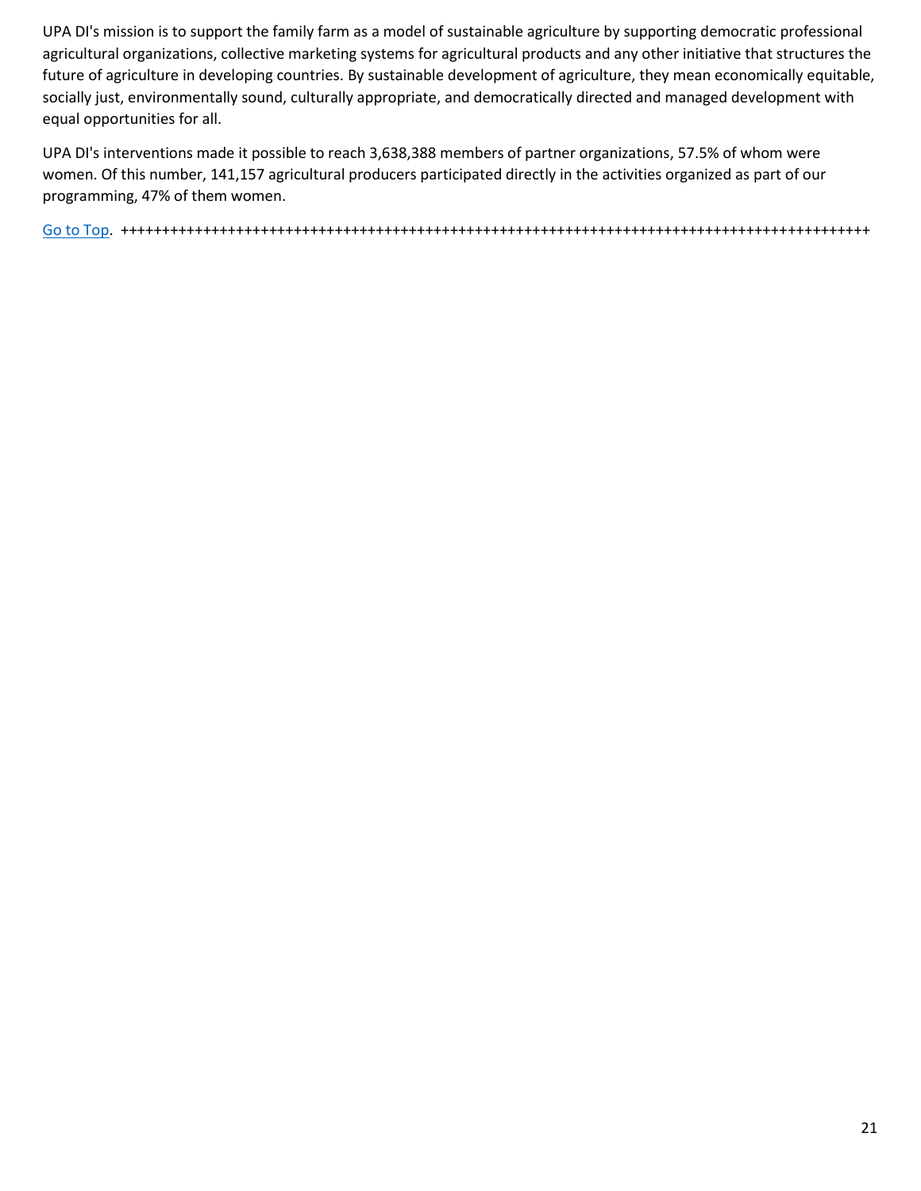UPA DI's mission is to support the family farm as a model of sustainable agriculture by supporting democratic professional agricultural organizations, collective marketing systems for agricultural products and any other initiative that structures the future of agriculture in developing countries. By sustainable development of agriculture, they mean economically equitable, socially just, environmentally sound, culturally appropriate, and democratically directed and managed development with equal opportunities for all.

UPA DI's interventions made it possible to reach 3,638,388 members of partner organizations, 57.5% of whom were women. Of this number, 141,157 agricultural producers participated directly in the activities organized as part of our programming, 47% of them women.

Go to Top. ++++++++++++++++++++++++++++++++++++++++++++++++++++++++++++++++++++++++++++++++++++++++++++++